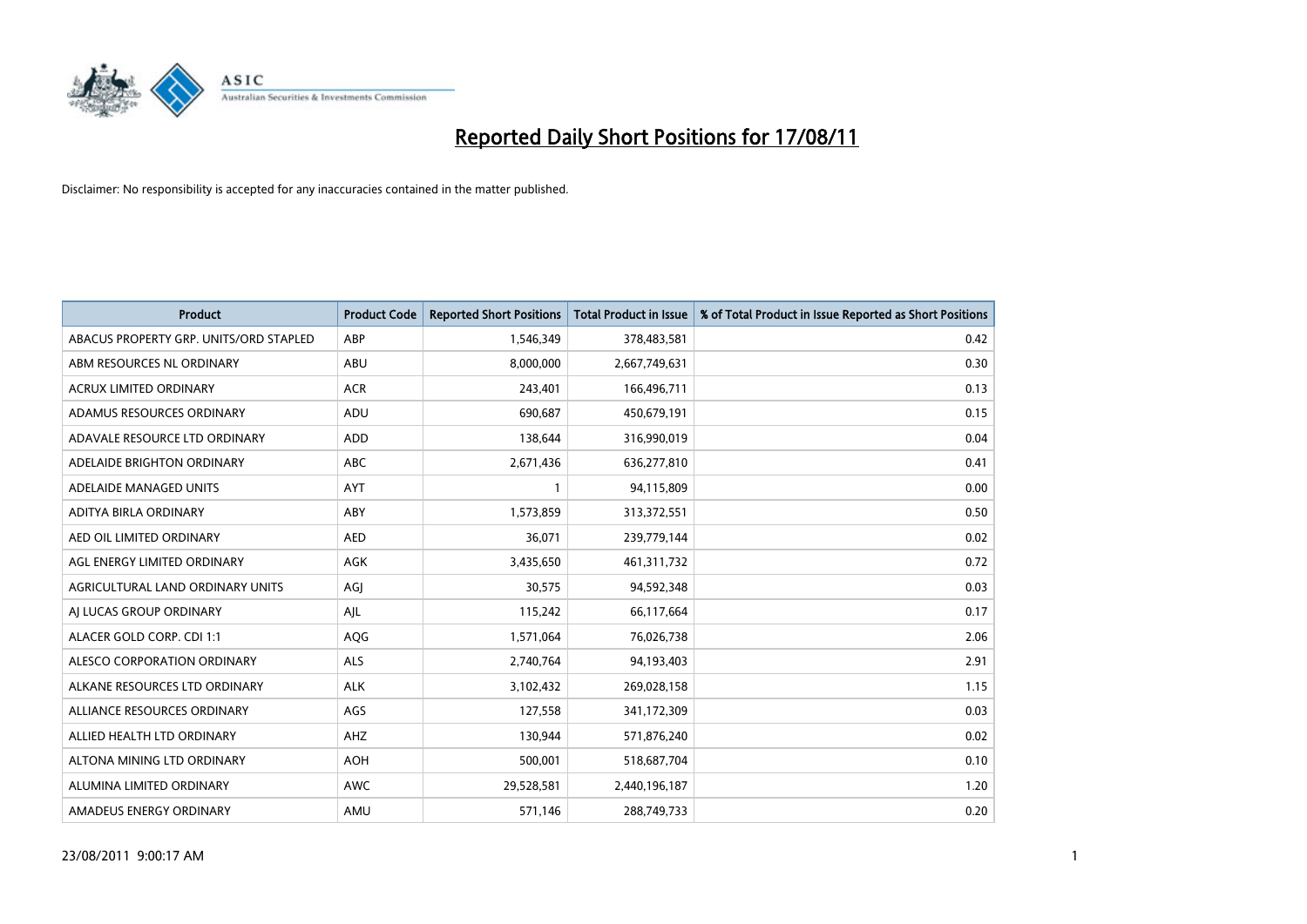# Reported Daily Short Positions for 17/08/11

Disclaimer: No responsibility is accepted for any inaccuracies contained in the matter published.

| Product | Product Code | Reported Short Positions | Total Product in Issue | % of Total Product in Issue Reported as Short Positions |
|---|---|---|---|---|
| ABACUS PROPERTY GRP. UNITS/ORD STAPLED | ABP | 1,546,349 | 378,483,581 | 0.42 |
| ABM RESOURCES NL ORDINARY | ABU | 8,000,000 | 2,667,749,631 | 0.30 |
| ACRUX LIMITED ORDINARY | ACR | 243,401 | 166,496,711 | 0.13 |
| ADAMUS RESOURCES ORDINARY | ADU | 690,687 | 450,679,191 | 0.15 |
| ADAVALE RESOURCE LTD ORDINARY | ADD | 138,644 | 316,990,019 | 0.04 |
| ADELAIDE BRIGHTON ORDINARY | ABC | 2,671,436 | 636,277,810 | 0.41 |
| ADELAIDE MANAGED UNITS | AYT | 1 | 94,115,809 | 0.00 |
| ADITYA BIRLA ORDINARY | ABY | 1,573,859 | 313,372,551 | 0.50 |
| AED OIL LIMITED ORDINARY | AED | 36,071 | 239,779,144 | 0.02 |
| AGL ENERGY LIMITED ORDINARY | AGK | 3,435,650 | 461,311,732 | 0.72 |
| AGRICULTURAL LAND ORDINARY UNITS | AGJ | 30,575 | 94,592,348 | 0.03 |
| AJ LUCAS GROUP ORDINARY | AJL | 115,242 | 66,117,664 | 0.17 |
| ALACER GOLD CORP. CDI 1:1 | AQG | 1,571,064 | 76,026,738 | 2.06 |
| ALESCO CORPORATION ORDINARY | ALS | 2,740,764 | 94,193,403 | 2.91 |
| ALKANE RESOURCES LTD ORDINARY | ALK | 3,102,432 | 269,028,158 | 1.15 |
| ALLIANCE RESOURCES ORDINARY | AGS | 127,558 | 341,172,309 | 0.03 |
| ALLIED HEALTH LTD ORDINARY | AHZ | 130,944 | 571,876,240 | 0.02 |
| ALTONA MINING LTD ORDINARY | AOH | 500,001 | 518,687,704 | 0.10 |
| ALUMINA LIMITED ORDINARY | AWC | 29,528,581 | 2,440,196,187 | 1.20 |
| AMADEUS ENERGY ORDINARY | AMU | 571,146 | 288,749,733 | 0.20 |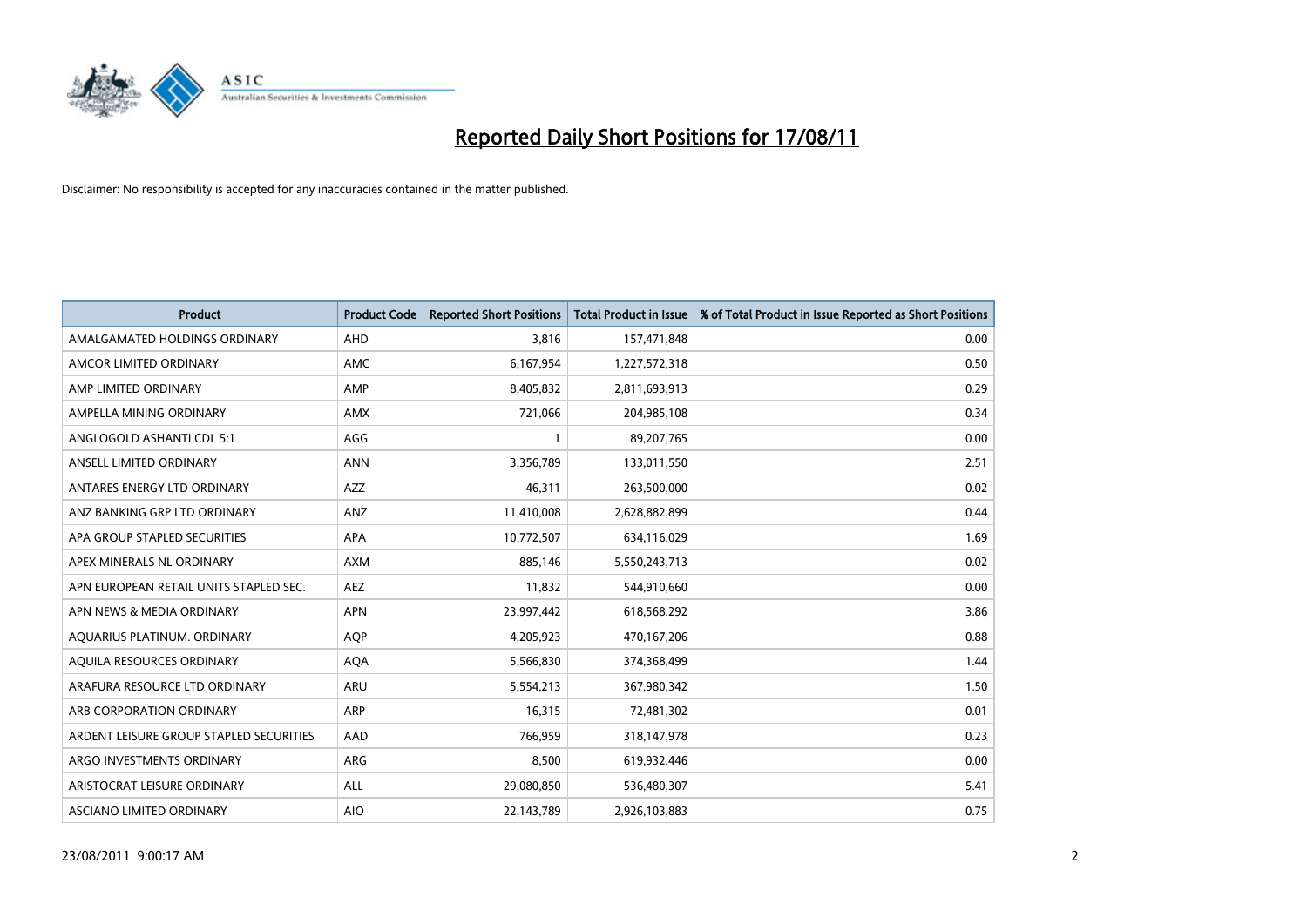# Reported Daily Short Positions for 17/08/11

Disclaimer: No responsibility is accepted for any inaccuracies contained in the matter published.

| Product | Product Code | Reported Short Positions | Total Product in Issue | % of Total Product in Issue Reported as Short Positions |
|---|---|---|---|---|
| AMALGAMATED HOLDINGS ORDINARY | AHD | 3,816 | 157,471,848 | 0.00 |
| AMCOR LIMITED ORDINARY | AMC | 6,167,954 | 1,227,572,318 | 0.50 |
| AMP LIMITED ORDINARY | AMP | 8,405,832 | 2,811,693,913 | 0.29 |
| AMPELLA MINING ORDINARY | AMX | 721,066 | 204,985,108 | 0.34 |
| ANGLOGOLD ASHANTI CDI 5:1 | AGG | 1 | 89,207,765 | 0.00 |
| ANSELL LIMITED ORDINARY | ANN | 3,356,789 | 133,011,550 | 2.51 |
| ANTARES ENERGY LTD ORDINARY | AZZ | 46,311 | 263,500,000 | 0.02 |
| ANZ BANKING GRP LTD ORDINARY | ANZ | 11,410,008 | 2,628,882,899 | 0.44 |
| APA GROUP STAPLED SECURITIES | APA | 10,772,507 | 634,116,029 | 1.69 |
| APEX MINERALS NL ORDINARY | AXM | 885,146 | 5,550,243,713 | 0.02 |
| APN EUROPEAN RETAIL UNITS STAPLED SEC. | AEZ | 11,832 | 544,910,660 | 0.00 |
| APN NEWS & MEDIA ORDINARY | APN | 23,997,442 | 618,568,292 | 3.86 |
| AQUARIUS PLATINUM. ORDINARY | AQP | 4,205,923 | 470,167,206 | 0.88 |
| AQUILA RESOURCES ORDINARY | AQA | 5,566,830 | 374,368,499 | 1.44 |
| ARAFURA RESOURCE LTD ORDINARY | ARU | 5,554,213 | 367,980,342 | 1.50 |
| ARB CORPORATION ORDINARY | ARP | 16,315 | 72,481,302 | 0.01 |
| ARDENT LEISURE GROUP STAPLED SECURITIES | AAD | 766,959 | 318,147,978 | 0.23 |
| ARGO INVESTMENTS ORDINARY | ARG | 8,500 | 619,932,446 | 0.00 |
| ARISTOCRAT LEISURE ORDINARY | ALL | 29,080,850 | 536,480,307 | 5.41 |
| ASCIANO LIMITED ORDINARY | AIO | 22,143,789 | 2,926,103,883 | 0.75 |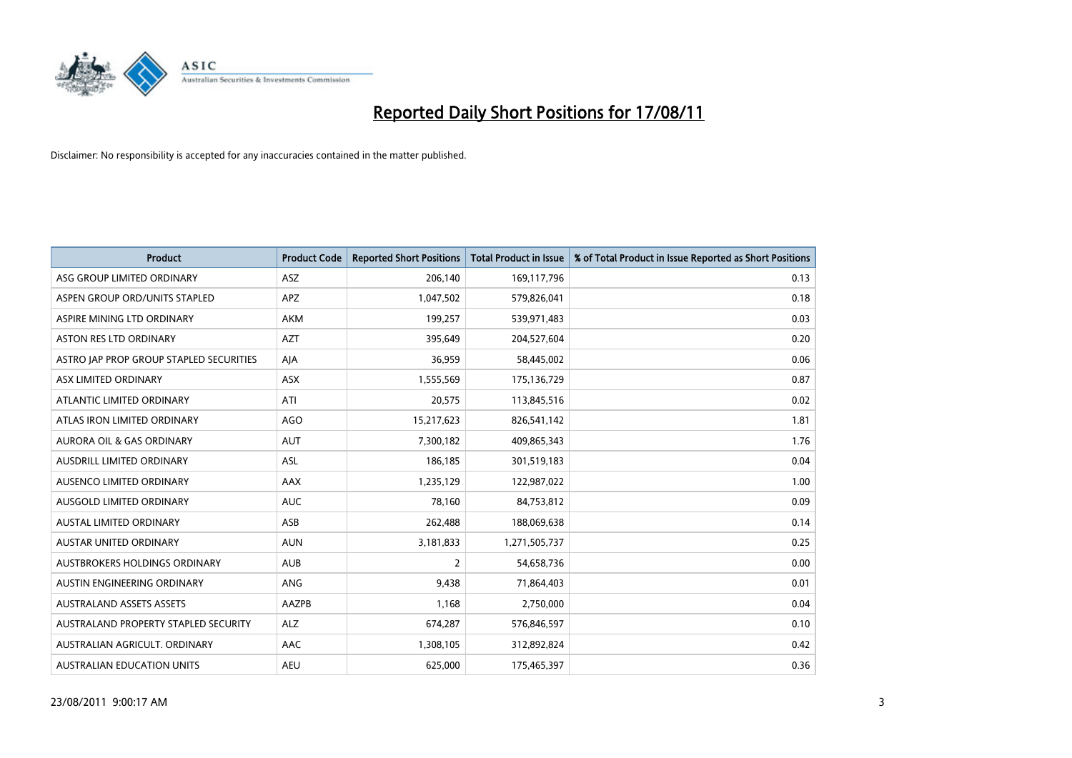# Reported Daily Short Positions for 17/08/11

Disclaimer: No responsibility is accepted for any inaccuracies contained in the matter published.

| Product | Product Code | Reported Short Positions | Total Product in Issue | % of Total Product in Issue Reported as Short Positions |
|---|---|---|---|---|
| ASG GROUP LIMITED ORDINARY | ASZ | 206,140 | 169,117,796 | 0.13 |
| ASPEN GROUP ORD/UNITS STAPLED | APZ | 1,047,502 | 579,826,041 | 0.18 |
| ASPIRE MINING LTD ORDINARY | AKM | 199,257 | 539,971,483 | 0.03 |
| ASTON RES LTD ORDINARY | AZT | 395,649 | 204,527,604 | 0.20 |
| ASTRO JAP PROP GROUP STAPLED SECURITIES | AJA | 36,959 | 58,445,002 | 0.06 |
| ASX LIMITED ORDINARY | ASX | 1,555,569 | 175,136,729 | 0.87 |
| ATLANTIC LIMITED ORDINARY | ATI | 20,575 | 113,845,516 | 0.02 |
| ATLAS IRON LIMITED ORDINARY | AGO | 15,217,623 | 826,541,142 | 1.81 |
| AURORA OIL & GAS ORDINARY | AUT | 7,300,182 | 409,865,343 | 1.76 |
| AUSDRILL LIMITED ORDINARY | ASL | 186,185 | 301,519,183 | 0.04 |
| AUSENCO LIMITED ORDINARY | AAX | 1,235,129 | 122,987,022 | 1.00 |
| AUSGOLD LIMITED ORDINARY | AUC | 78,160 | 84,753,812 | 0.09 |
| AUSTAL LIMITED ORDINARY | ASB | 262,488 | 188,069,638 | 0.14 |
| AUSTAR UNITED ORDINARY | AUN | 3,181,833 | 1,271,505,737 | 0.25 |
| AUSTBROKERS HOLDINGS ORDINARY | AUB | 2 | 54,658,736 | 0.00 |
| AUSTIN ENGINEERING ORDINARY | ANG | 9,438 | 71,864,403 | 0.01 |
| AUSTRALAND ASSETS ASSETS | AAZPB | 1,168 | 2,750,000 | 0.04 |
| AUSTRALAND PROPERTY STAPLED SECURITY | ALZ | 674,287 | 576,846,597 | 0.10 |
| AUSTRALIAN AGRICULT. ORDINARY | AAC | 1,308,105 | 312,892,824 | 0.42 |
| AUSTRALIAN EDUCATION UNITS | AEU | 625,000 | 175,465,397 | 0.36 |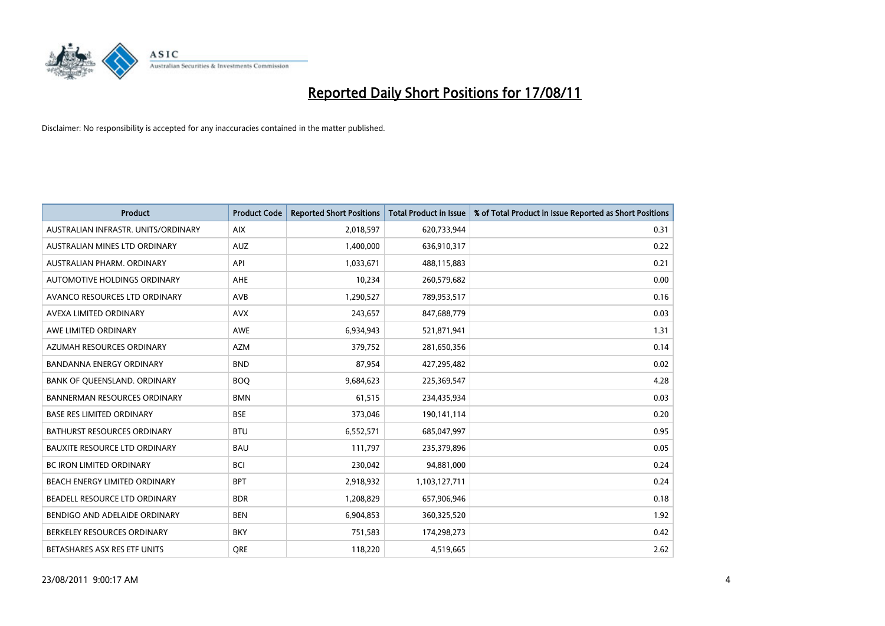# Reported Daily Short Positions for 17/08/11

Disclaimer: No responsibility is accepted for any inaccuracies contained in the matter published.

| Product | Product Code | Reported Short Positions | Total Product in Issue | % of Total Product in Issue Reported as Short Positions |
|---|---|---|---|---|
| AUSTRALIAN INFRASTR. UNITS/ORDINARY | AIX | 2,018,597 | 620,733,944 | 0.31 |
| AUSTRALIAN MINES LTD ORDINARY | AUZ | 1,400,000 | 636,910,317 | 0.22 |
| AUSTRALIAN PHARM. ORDINARY | API | 1,033,671 | 488,115,883 | 0.21 |
| AUTOMOTIVE HOLDINGS ORDINARY | AHE | 10,234 | 260,579,682 | 0.00 |
| AVANCO RESOURCES LTD ORDINARY | AVB | 1,290,527 | 789,953,517 | 0.16 |
| AVEXA LIMITED ORDINARY | AVX | 243,657 | 847,688,779 | 0.03 |
| AWE LIMITED ORDINARY | AWE | 6,934,943 | 521,871,941 | 1.31 |
| AZUMAH RESOURCES ORDINARY | AZM | 379,752 | 281,650,356 | 0.14 |
| BANDANNA ENERGY ORDINARY | BND | 87,954 | 427,295,482 | 0.02 |
| BANK OF QUEENSLAND. ORDINARY | BOQ | 9,684,623 | 225,369,547 | 4.28 |
| BANNERMAN RESOURCES ORDINARY | BMN | 61,515 | 234,435,934 | 0.03 |
| BASE RES LIMITED ORDINARY | BSE | 373,046 | 190,141,114 | 0.20 |
| BATHURST RESOURCES ORDINARY | BTU | 6,552,571 | 685,047,997 | 0.95 |
| BAUXITE RESOURCE LTD ORDINARY | BAU | 111,797 | 235,379,896 | 0.05 |
| BC IRON LIMITED ORDINARY | BCI | 230,042 | 94,881,000 | 0.24 |
| BEACH ENERGY LIMITED ORDINARY | BPT | 2,918,932 | 1,103,127,711 | 0.24 |
| BEADELL RESOURCE LTD ORDINARY | BDR | 1,208,829 | 657,906,946 | 0.18 |
| BENDIGO AND ADELAIDE ORDINARY | BEN | 6,904,853 | 360,325,520 | 1.92 |
| BERKELEY RESOURCES ORDINARY | BKY | 751,583 | 174,298,273 | 0.42 |
| BETASHARES ASX RES ETF UNITS | QRE | 118,220 | 4,519,665 | 2.62 |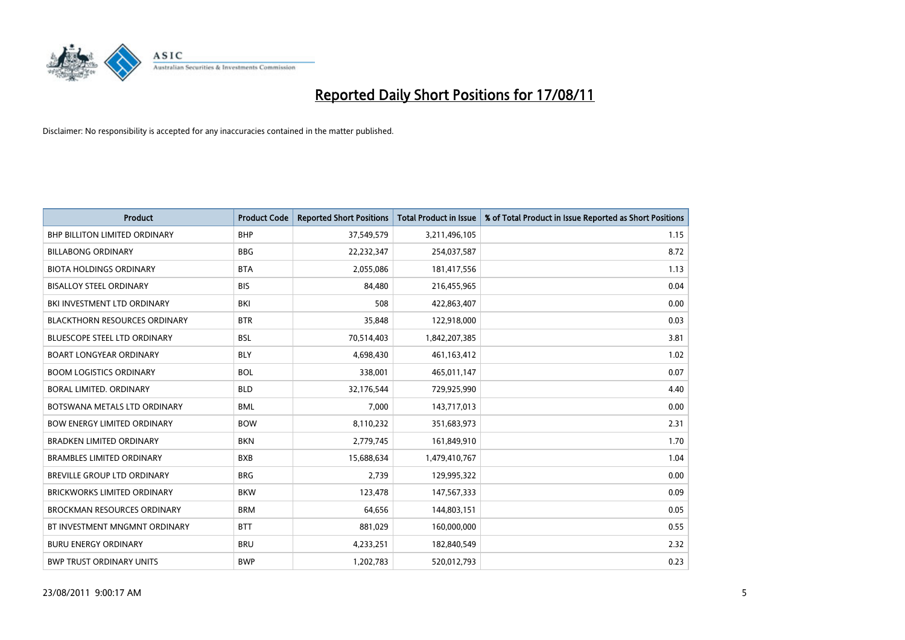# Reported Daily Short Positions for 17/08/11

Disclaimer: No responsibility is accepted for any inaccuracies contained in the matter published.

| Product | Product Code | Reported Short Positions | Total Product in Issue | % of Total Product in Issue Reported as Short Positions |
|---|---|---|---|---|
| BHP BILLITON LIMITED ORDINARY | BHP | 37,549,579 | 3,211,496,105 | 1.15 |
| BILLABONG ORDINARY | BBG | 22,232,347 | 254,037,587 | 8.72 |
| BIOTA HOLDINGS ORDINARY | BTA | 2,055,086 | 181,417,556 | 1.13 |
| BISALLOY STEEL ORDINARY | BIS | 84,480 | 216,455,965 | 0.04 |
| BKI INVESTMENT LTD ORDINARY | BKI | 508 | 422,863,407 | 0.00 |
| BLACKTHORN RESOURCES ORDINARY | BTR | 35,848 | 122,918,000 | 0.03 |
| BLUESCOPE STEEL LTD ORDINARY | BSL | 70,514,403 | 1,842,207,385 | 3.81 |
| BOART LONGYEAR ORDINARY | BLY | 4,698,430 | 461,163,412 | 1.02 |
| BOOM LOGISTICS ORDINARY | BOL | 338,001 | 465,011,147 | 0.07 |
| BORAL LIMITED. ORDINARY | BLD | 32,176,544 | 729,925,990 | 4.40 |
| BOTSWANA METALS LTD ORDINARY | BML | 7,000 | 143,717,013 | 0.00 |
| BOW ENERGY LIMITED ORDINARY | BOW | 8,110,232 | 351,683,973 | 2.31 |
| BRADKEN LIMITED ORDINARY | BKN | 2,779,745 | 161,849,910 | 1.70 |
| BRAMBLES LIMITED ORDINARY | BXB | 15,688,634 | 1,479,410,767 | 1.04 |
| BREVILLE GROUP LTD ORDINARY | BRG | 2,739 | 129,995,322 | 0.00 |
| BRICKWORKS LIMITED ORDINARY | BKW | 123,478 | 147,567,333 | 0.09 |
| BROCKMAN RESOURCES ORDINARY | BRM | 64,656 | 144,803,151 | 0.05 |
| BT INVESTMENT MNGMNT ORDINARY | BTT | 881,029 | 160,000,000 | 0.55 |
| BURU ENERGY ORDINARY | BRU | 4,233,251 | 182,840,549 | 2.32 |
| BWP TRUST ORDINARY UNITS | BWP | 1,202,783 | 520,012,793 | 0.23 |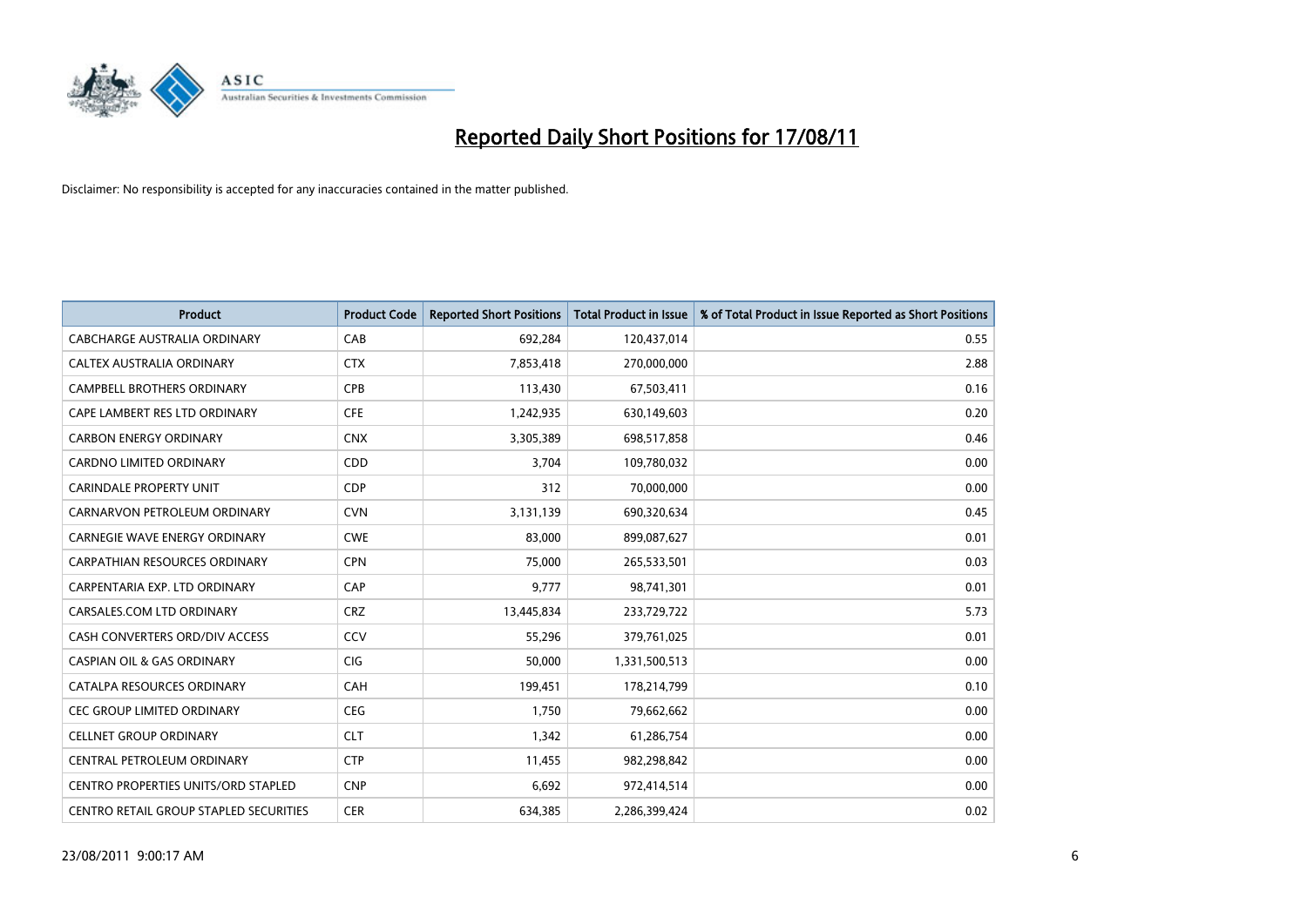# Reported Daily Short Positions for 17/08/11

Disclaimer: No responsibility is accepted for any inaccuracies contained in the matter published.

| Product | Product Code | Reported Short Positions | Total Product in Issue | % of Total Product in Issue Reported as Short Positions |
|---|---|---|---|---|
| CABCHARGE AUSTRALIA ORDINARY | CAB | 692,284 | 120,437,014 | 0.55 |
| CALTEX AUSTRALIA ORDINARY | CTX | 7,853,418 | 270,000,000 | 2.88 |
| CAMPBELL BROTHERS ORDINARY | CPB | 113,430 | 67,503,411 | 0.16 |
| CAPE LAMBERT RES LTD ORDINARY | CFE | 1,242,935 | 630,149,603 | 0.20 |
| CARBON ENERGY ORDINARY | CNX | 3,305,389 | 698,517,858 | 0.46 |
| CARDNO LIMITED ORDINARY | CDD | 3,704 | 109,780,032 | 0.00 |
| CARINDALE PROPERTY UNIT | CDP | 312 | 70,000,000 | 0.00 |
| CARNARVON PETROLEUM ORDINARY | CVN | 3,131,139 | 690,320,634 | 0.45 |
| CARNEGIE WAVE ENERGY ORDINARY | CWE | 83,000 | 899,087,627 | 0.01 |
| CARPATHIAN RESOURCES ORDINARY | CPN | 75,000 | 265,533,501 | 0.03 |
| CARPENTARIA EXP. LTD ORDINARY | CAP | 9,777 | 98,741,301 | 0.01 |
| CARSALES.COM LTD ORDINARY | CRZ | 13,445,834 | 233,729,722 | 5.73 |
| CASH CONVERTERS ORD/DIV ACCESS | CCV | 55,296 | 379,761,025 | 0.01 |
| CASPIAN OIL & GAS ORDINARY | CIG | 50,000 | 1,331,500,513 | 0.00 |
| CATALPA RESOURCES ORDINARY | CAH | 199,451 | 178,214,799 | 0.10 |
| CEC GROUP LIMITED ORDINARY | CEG | 1,750 | 79,662,662 | 0.00 |
| CELLNET GROUP ORDINARY | CLT | 1,342 | 61,286,754 | 0.00 |
| CENTRAL PETROLEUM ORDINARY | CTP | 11,455 | 982,298,842 | 0.00 |
| CENTRO PROPERTIES UNITS/ORD STAPLED | CNP | 6,692 | 972,414,514 | 0.00 |
| CENTRO RETAIL GROUP STAPLED SECURITIES | CER | 634,385 | 2,286,399,424 | 0.02 |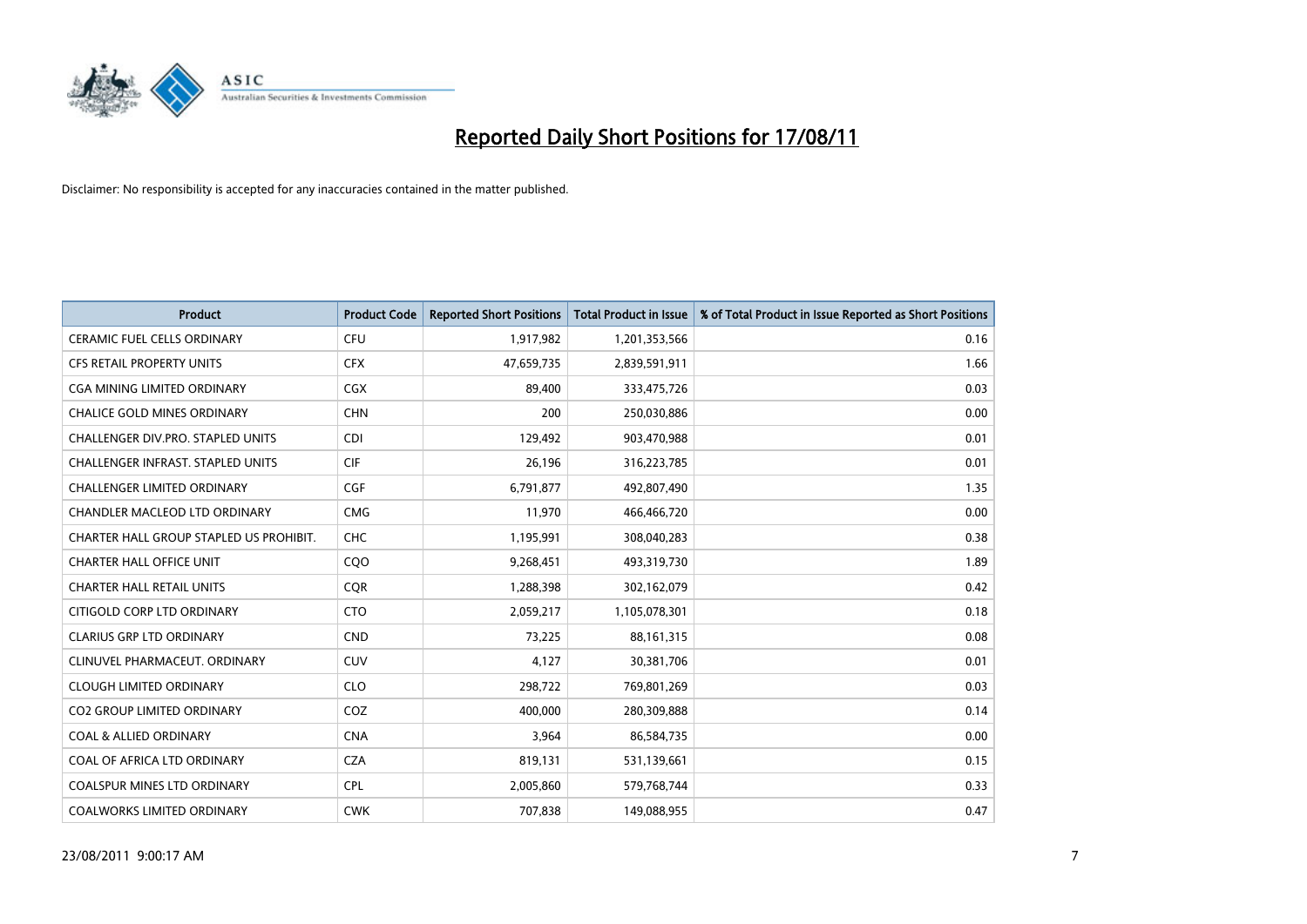# Reported Daily Short Positions for 17/08/11

Disclaimer: No responsibility is accepted for any inaccuracies contained in the matter published.

| Product | Product Code | Reported Short Positions | Total Product in Issue | % of Total Product in Issue Reported as Short Positions |
|---|---|---|---|---|
| CERAMIC FUEL CELLS ORDINARY | CFU | 1,917,982 | 1,201,353,566 | 0.16 |
| CFS RETAIL PROPERTY UNITS | CFX | 47,659,735 | 2,839,591,911 | 1.66 |
| CGA MINING LIMITED ORDINARY | CGX | 89,400 | 333,475,726 | 0.03 |
| CHALICE GOLD MINES ORDINARY | CHN | 200 | 250,030,886 | 0.00 |
| CHALLENGER DIV.PRO. STAPLED UNITS | CDI | 129,492 | 903,470,988 | 0.01 |
| CHALLENGER INFRAST. STAPLED UNITS | CIF | 26,196 | 316,223,785 | 0.01 |
| CHALLENGER LIMITED ORDINARY | CGF | 6,791,877 | 492,807,490 | 1.35 |
| CHANDLER MACLEOD LTD ORDINARY | CMG | 11,970 | 466,466,720 | 0.00 |
| CHARTER HALL GROUP STAPLED US PROHIBIT. | CHC | 1,195,991 | 308,040,283 | 0.38 |
| CHARTER HALL OFFICE UNIT | CQO | 9,268,451 | 493,319,730 | 1.89 |
| CHARTER HALL RETAIL UNITS | CQR | 1,288,398 | 302,162,079 | 0.42 |
| CITIGOLD CORP LTD ORDINARY | CTO | 2,059,217 | 1,105,078,301 | 0.18 |
| CLARIUS GRP LTD ORDINARY | CND | 73,225 | 88,161,315 | 0.08 |
| CLINUVEL PHARMACEUT. ORDINARY | CUV | 4,127 | 30,381,706 | 0.01 |
| CLOUGH LIMITED ORDINARY | CLO | 298,722 | 769,801,269 | 0.03 |
| CO2 GROUP LIMITED ORDINARY | COZ | 400,000 | 280,309,888 | 0.14 |
| COAL & ALLIED ORDINARY | CNA | 3,964 | 86,584,735 | 0.00 |
| COAL OF AFRICA LTD ORDINARY | CZA | 819,131 | 531,139,661 | 0.15 |
| COALSPUR MINES LTD ORDINARY | CPL | 2,005,860 | 579,768,744 | 0.33 |
| COALWORKS LIMITED ORDINARY | CWK | 707,838 | 149,088,955 | 0.47 |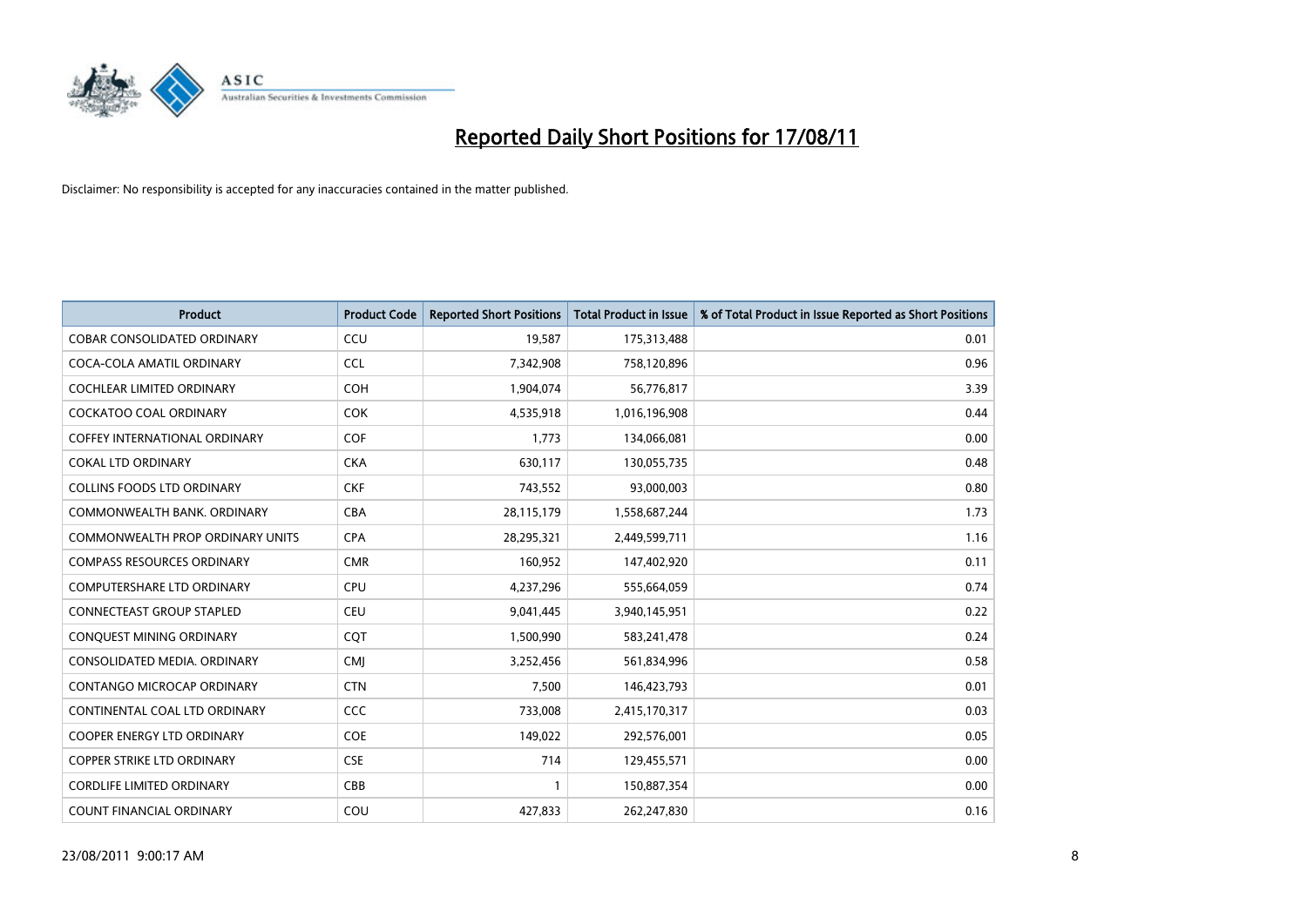# Reported Daily Short Positions for 17/08/11

Disclaimer: No responsibility is accepted for any inaccuracies contained in the matter published.

| Product | Product Code | Reported Short Positions | Total Product in Issue | % of Total Product in Issue Reported as Short Positions |
|---|---|---|---|---|
| COBAR CONSOLIDATED ORDINARY | CCU | 19,587 | 175,313,488 | 0.01 |
| COCA-COLA AMATIL ORDINARY | CCL | 7,342,908 | 758,120,896 | 0.96 |
| COCHLEAR LIMITED ORDINARY | COH | 1,904,074 | 56,776,817 | 3.39 |
| COCKATOO COAL ORDINARY | COK | 4,535,918 | 1,016,196,908 | 0.44 |
| COFFEY INTERNATIONAL ORDINARY | COF | 1,773 | 134,066,081 | 0.00 |
| COKAL LTD ORDINARY | CKA | 630,117 | 130,055,735 | 0.48 |
| COLLINS FOODS LTD ORDINARY | CKF | 743,552 | 93,000,003 | 0.80 |
| COMMONWEALTH BANK. ORDINARY | CBA | 28,115,179 | 1,558,687,244 | 1.73 |
| COMMONWEALTH PROP ORDINARY UNITS | CPA | 28,295,321 | 2,449,599,711 | 1.16 |
| COMPASS RESOURCES ORDINARY | CMR | 160,952 | 147,402,920 | 0.11 |
| COMPUTERSHARE LTD ORDINARY | CPU | 4,237,296 | 555,664,059 | 0.74 |
| CONNECTEAST GROUP STAPLED | CEU | 9,041,445 | 3,940,145,951 | 0.22 |
| CONQUEST MINING ORDINARY | CQT | 1,500,990 | 583,241,478 | 0.24 |
| CONSOLIDATED MEDIA. ORDINARY | CMJ | 3,252,456 | 561,834,996 | 0.58 |
| CONTANGO MICROCAP ORDINARY | CTN | 7,500 | 146,423,793 | 0.01 |
| CONTINENTAL COAL LTD ORDINARY | CCC | 733,008 | 2,415,170,317 | 0.03 |
| COOPER ENERGY LTD ORDINARY | COE | 149,022 | 292,576,001 | 0.05 |
| COPPER STRIKE LTD ORDINARY | CSE | 714 | 129,455,571 | 0.00 |
| CORDLIFE LIMITED ORDINARY | CBB | 1 | 150,887,354 | 0.00 |
| COUNT FINANCIAL ORDINARY | COU | 427,833 | 262,247,830 | 0.16 |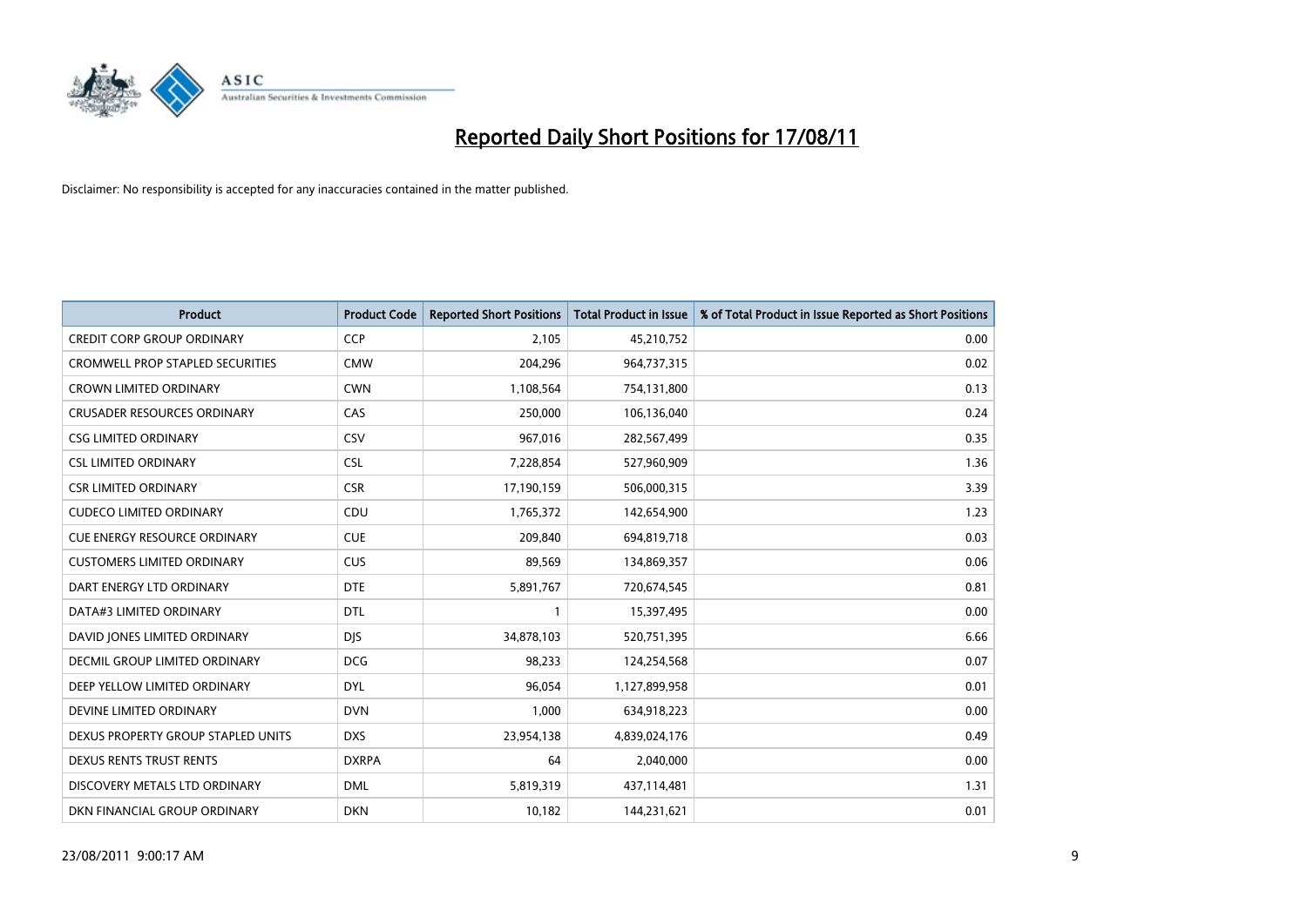# Reported Daily Short Positions for 17/08/11

Disclaimer: No responsibility is accepted for any inaccuracies contained in the matter published.

| Product | Product Code | Reported Short Positions | Total Product in Issue | % of Total Product in Issue Reported as Short Positions |
|---|---|---|---|---|
| CREDIT CORP GROUP ORDINARY | CCP | 2,105 | 45,210,752 | 0.00 |
| CROMWELL PROP STAPLED SECURITIES | CMW | 204,296 | 964,737,315 | 0.02 |
| CROWN LIMITED ORDINARY | CWN | 1,108,564 | 754,131,800 | 0.13 |
| CRUSADER RESOURCES ORDINARY | CAS | 250,000 | 106,136,040 | 0.24 |
| CSG LIMITED ORDINARY | CSV | 967,016 | 282,567,499 | 0.35 |
| CSL LIMITED ORDINARY | CSL | 7,228,854 | 527,960,909 | 1.36 |
| CSR LIMITED ORDINARY | CSR | 17,190,159 | 506,000,315 | 3.39 |
| CUDECO LIMITED ORDINARY | CDU | 1,765,372 | 142,654,900 | 1.23 |
| CUE ENERGY RESOURCE ORDINARY | CUE | 209,840 | 694,819,718 | 0.03 |
| CUSTOMERS LIMITED ORDINARY | CUS | 89,569 | 134,869,357 | 0.06 |
| DART ENERGY LTD ORDINARY | DTE | 5,891,767 | 720,674,545 | 0.81 |
| DATA#3 LIMITED ORDINARY | DTL | 1 | 15,397,495 | 0.00 |
| DAVID JONES LIMITED ORDINARY | DJS | 34,878,103 | 520,751,395 | 6.66 |
| DECMIL GROUP LIMITED ORDINARY | DCG | 98,233 | 124,254,568 | 0.07 |
| DEEP YELLOW LIMITED ORDINARY | DYL | 96,054 | 1,127,899,958 | 0.01 |
| DEVINE LIMITED ORDINARY | DVN | 1,000 | 634,918,223 | 0.00 |
| DEXUS PROPERTY GROUP STAPLED UNITS | DXS | 23,954,138 | 4,839,024,176 | 0.49 |
| DEXUS RENTS TRUST RENTS | DXRPA | 64 | 2,040,000 | 0.00 |
| DISCOVERY METALS LTD ORDINARY | DML | 5,819,319 | 437,114,481 | 1.31 |
| DKN FINANCIAL GROUP ORDINARY | DKN | 10,182 | 144,231,621 | 0.01 |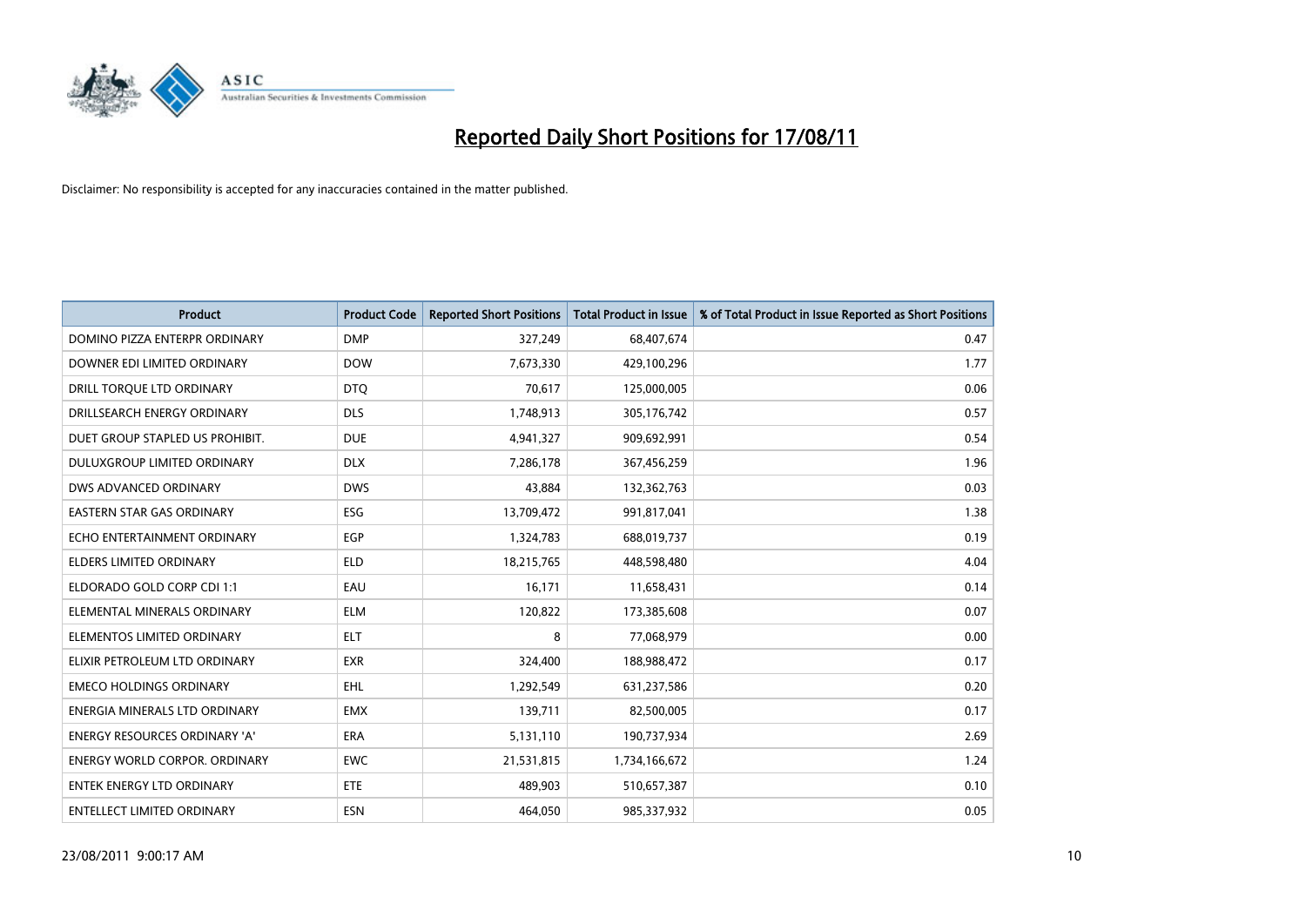# Reported Daily Short Positions for 17/08/11

Disclaimer: No responsibility is accepted for any inaccuracies contained in the matter published.

| Product | Product Code | Reported Short Positions | Total Product in Issue | % of Total Product in Issue Reported as Short Positions |
|---|---|---|---|---|
| DOMINO PIZZA ENTERPR ORDINARY | DMP | 327,249 | 68,407,674 | 0.47 |
| DOWNER EDI LIMITED ORDINARY | DOW | 7,673,330 | 429,100,296 | 1.77 |
| DRILL TORQUE LTD ORDINARY | DTQ | 70,617 | 125,000,005 | 0.06 |
| DRILLSEARCH ENERGY ORDINARY | DLS | 1,748,913 | 305,176,742 | 0.57 |
| DUET GROUP STAPLED US PROHIBIT. | DUE | 4,941,327 | 909,692,991 | 0.54 |
| DULUXGROUP LIMITED ORDINARY | DLX | 7,286,178 | 367,456,259 | 1.96 |
| DWS ADVANCED ORDINARY | DWS | 43,884 | 132,362,763 | 0.03 |
| EASTERN STAR GAS ORDINARY | ESG | 13,709,472 | 991,817,041 | 1.38 |
| ECHO ENTERTAINMENT ORDINARY | EGP | 1,324,783 | 688,019,737 | 0.19 |
| ELDERS LIMITED ORDINARY | ELD | 18,215,765 | 448,598,480 | 4.04 |
| ELDORADO GOLD CORP CDI 1:1 | EAU | 16,171 | 11,658,431 | 0.14 |
| ELEMENTAL MINERALS ORDINARY | ELM | 120,822 | 173,385,608 | 0.07 |
| ELEMENTOS LIMITED ORDINARY | ELT | 8 | 77,068,979 | 0.00 |
| ELIXIR PETROLEUM LTD ORDINARY | EXR | 324,400 | 188,988,472 | 0.17 |
| EMECO HOLDINGS ORDINARY | EHL | 1,292,549 | 631,237,586 | 0.20 |
| ENERGIA MINERALS LTD ORDINARY | EMX | 139,711 | 82,500,005 | 0.17 |
| ENERGY RESOURCES ORDINARY 'A' | ERA | 5,131,110 | 190,737,934 | 2.69 |
| ENERGY WORLD CORPOR. ORDINARY | EWC | 21,531,815 | 1,734,166,672 | 1.24 |
| ENTEK ENERGY LTD ORDINARY | ETE | 489,903 | 510,657,387 | 0.10 |
| ENTELLECT LIMITED ORDINARY | ESN | 464,050 | 985,337,932 | 0.05 |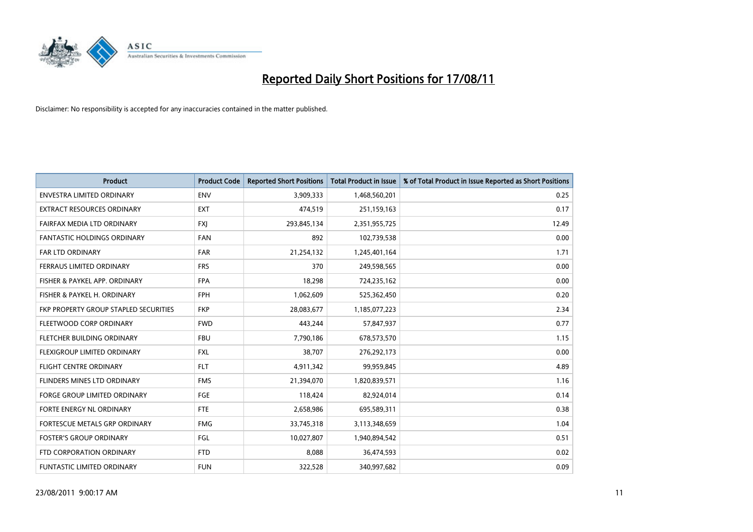# Reported Daily Short Positions for 17/08/11

Disclaimer: No responsibility is accepted for any inaccuracies contained in the matter published.

| Product | Product Code | Reported Short Positions | Total Product in Issue | % of Total Product in Issue Reported as Short Positions |
|---|---|---|---|---|
| ENVESTRA LIMITED ORDINARY | ENV | 3,909,333 | 1,468,560,201 | 0.25 |
| EXTRACT RESOURCES ORDINARY | EXT | 474,519 | 251,159,163 | 0.17 |
| FAIRFAX MEDIA LTD ORDINARY | FXJ | 293,845,134 | 2,351,955,725 | 12.49 |
| FANTASTIC HOLDINGS ORDINARY | FAN | 892 | 102,739,538 | 0.00 |
| FAR LTD ORDINARY | FAR | 21,254,132 | 1,245,401,164 | 1.71 |
| FERRAUS LIMITED ORDINARY | FRS | 370 | 249,598,565 | 0.00 |
| FISHER & PAYKEL APP. ORDINARY | FPA | 18,298 | 724,235,162 | 0.00 |
| FISHER & PAYKEL H. ORDINARY | FPH | 1,062,609 | 525,362,450 | 0.20 |
| FKP PROPERTY GROUP STAPLED SECURITIES | FKP | 28,083,677 | 1,185,077,223 | 2.34 |
| FLEETWOOD CORP ORDINARY | FWD | 443,244 | 57,847,937 | 0.77 |
| FLETCHER BUILDING ORDINARY | FBU | 7,790,186 | 678,573,570 | 1.15 |
| FLEXIGROUP LIMITED ORDINARY | FXL | 38,707 | 276,292,173 | 0.00 |
| FLIGHT CENTRE ORDINARY | FLT | 4,911,342 | 99,959,845 | 4.89 |
| FLINDERS MINES LTD ORDINARY | FMS | 21,394,070 | 1,820,839,571 | 1.16 |
| FORGE GROUP LIMITED ORDINARY | FGE | 118,424 | 82,924,014 | 0.14 |
| FORTE ENERGY NL ORDINARY | FTE | 2,658,986 | 695,589,311 | 0.38 |
| FORTESCUE METALS GRP ORDINARY | FMG | 33,745,318 | 3,113,348,659 | 1.04 |
| FOSTER'S GROUP ORDINARY | FGL | 10,027,807 | 1,940,894,542 | 0.51 |
| FTD CORPORATION ORDINARY | FTD | 8,088 | 36,474,593 | 0.02 |
| FUNTASTIC LIMITED ORDINARY | FUN | 322,528 | 340,997,682 | 0.09 |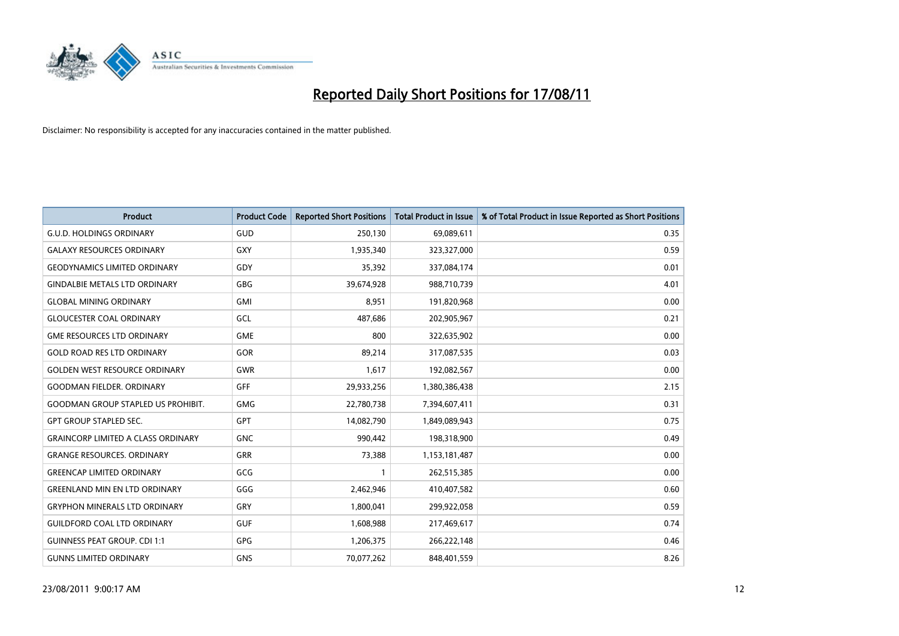# Reported Daily Short Positions for 17/08/11

Disclaimer: No responsibility is accepted for any inaccuracies contained in the matter published.

| Product | Product Code | Reported Short Positions | Total Product in Issue | % of Total Product in Issue Reported as Short Positions |
|---|---|---|---|---|
| G.U.D. HOLDINGS ORDINARY | GUD | 250,130 | 69,089,611 | 0.35 |
| GALAXY RESOURCES ORDINARY | GXY | 1,935,340 | 323,327,000 | 0.59 |
| GEODYNAMICS LIMITED ORDINARY | GDY | 35,392 | 337,084,174 | 0.01 |
| GINDALBIE METALS LTD ORDINARY | GBG | 39,674,928 | 988,710,739 | 4.01 |
| GLOBAL MINING ORDINARY | GMI | 8,951 | 191,820,968 | 0.00 |
| GLOUCESTER COAL ORDINARY | GCL | 487,686 | 202,905,967 | 0.21 |
| GME RESOURCES LTD ORDINARY | GME | 800 | 322,635,902 | 0.00 |
| GOLD ROAD RES LTD ORDINARY | GOR | 89,214 | 317,087,535 | 0.03 |
| GOLDEN WEST RESOURCE ORDINARY | GWR | 1,617 | 192,082,567 | 0.00 |
| GOODMAN FIELDER. ORDINARY | GFF | 29,933,256 | 1,380,386,438 | 2.15 |
| GOODMAN GROUP STAPLED US PROHIBIT. | GMG | 22,780,738 | 7,394,607,411 | 0.31 |
| GPT GROUP STAPLED SEC. | GPT | 14,082,790 | 1,849,089,943 | 0.75 |
| GRAINCORP LIMITED A CLASS ORDINARY | GNC | 990,442 | 198,318,900 | 0.49 |
| GRANGE RESOURCES. ORDINARY | GRR | 73,388 | 1,153,181,487 | 0.00 |
| GREENCAP LIMITED ORDINARY | GCG | 1 | 262,515,385 | 0.00 |
| GREENLAND MIN EN LTD ORDINARY | GGG | 2,462,946 | 410,407,582 | 0.60 |
| GRYPHON MINERALS LTD ORDINARY | GRY | 1,800,041 | 299,922,058 | 0.59 |
| GUILDFORD COAL LTD ORDINARY | GUF | 1,608,988 | 217,469,617 | 0.74 |
| GUINNESS PEAT GROUP. CDI 1:1 | GPG | 1,206,375 | 266,222,148 | 0.46 |
| GUNNS LIMITED ORDINARY | GNS | 70,077,262 | 848,401,559 | 8.26 |

23/08/2011 9:00:17 AM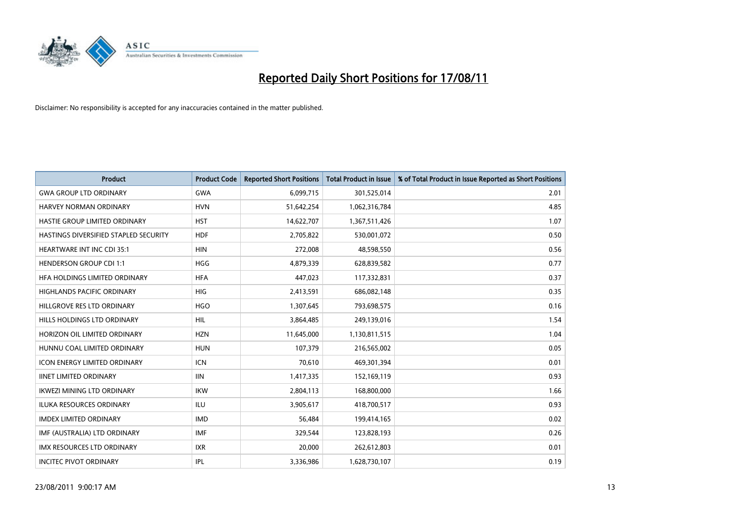# Reported Daily Short Positions for 17/08/11

Disclaimer: No responsibility is accepted for any inaccuracies contained in the matter published.

| Product | Product Code | Reported Short Positions | Total Product in Issue | % of Total Product in Issue Reported as Short Positions |
|---|---|---|---|---|
| GWA GROUP LTD ORDINARY | GWA | 6,099,715 | 301,525,014 | 2.01 |
| HARVEY NORMAN ORDINARY | HVN | 51,642,254 | 1,062,316,784 | 4.85 |
| HASTIE GROUP LIMITED ORDINARY | HST | 14,622,707 | 1,367,511,426 | 1.07 |
| HASTINGS DIVERSIFIED STAPLED SECURITY | HDF | 2,705,822 | 530,001,072 | 0.50 |
| HEARTWARE INT INC CDI 35:1 | HIN | 272,008 | 48,598,550 | 0.56 |
| HENDERSON GROUP CDI 1:1 | HGG | 4,879,339 | 628,839,582 | 0.77 |
| HFA HOLDINGS LIMITED ORDINARY | HFA | 447,023 | 117,332,831 | 0.37 |
| HIGHLANDS PACIFIC ORDINARY | HIG | 2,413,591 | 686,082,148 | 0.35 |
| HILLGROVE RES LTD ORDINARY | HGO | 1,307,645 | 793,698,575 | 0.16 |
| HILLS HOLDINGS LTD ORDINARY | HIL | 3,864,485 | 249,139,016 | 1.54 |
| HORIZON OIL LIMITED ORDINARY | HZN | 11,645,000 | 1,130,811,515 | 1.04 |
| HUNNU COAL LIMITED ORDINARY | HUN | 107,379 | 216,565,002 | 0.05 |
| ICON ENERGY LIMITED ORDINARY | ICN | 70,610 | 469,301,394 | 0.01 |
| IINET LIMITED ORDINARY | IIN | 1,417,335 | 152,169,119 | 0.93 |
| IKWEZI MINING LTD ORDINARY | IKW | 2,804,113 | 168,800,000 | 1.66 |
| ILUKA RESOURCES ORDINARY | ILU | 3,905,617 | 418,700,517 | 0.93 |
| IMDEX LIMITED ORDINARY | IMD | 56,484 | 199,414,165 | 0.02 |
| IMF (AUSTRALIA) LTD ORDINARY | IMF | 329,544 | 123,828,193 | 0.26 |
| IMX RESOURCES LTD ORDINARY | IXR | 20,000 | 262,612,803 | 0.01 |
| INCITEC PIVOT ORDINARY | IPL | 3,336,986 | 1,628,730,107 | 0.19 |

23/08/2011 9:00:17 AM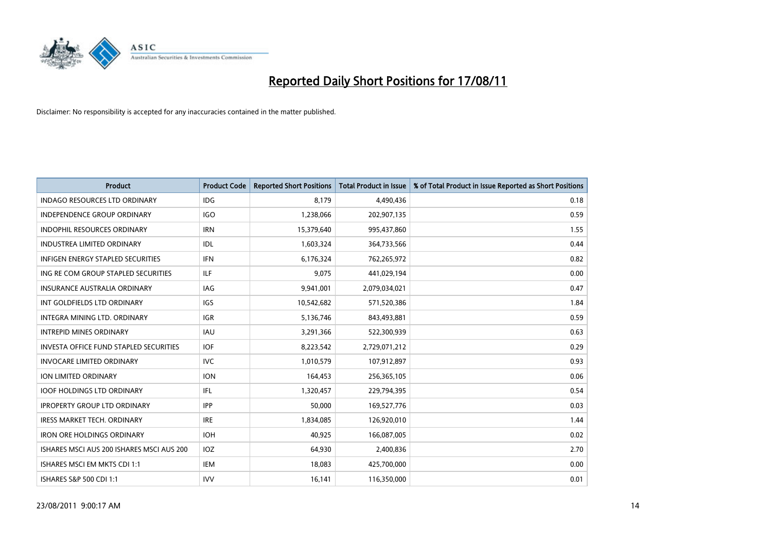# Reported Daily Short Positions for 17/08/11

Disclaimer: No responsibility is accepted for any inaccuracies contained in the matter published.

| Product | Product Code | Reported Short Positions | Total Product in Issue | % of Total Product in Issue Reported as Short Positions |
|---|---|---|---|---|
| INDAGO RESOURCES LTD ORDINARY | IDG | 8,179 | 4,490,436 | 0.18 |
| INDEPENDENCE GROUP ORDINARY | IGO | 1,238,066 | 202,907,135 | 0.59 |
| INDOPHIL RESOURCES ORDINARY | IRN | 15,379,640 | 995,437,860 | 1.55 |
| INDUSTREA LIMITED ORDINARY | IDL | 1,603,324 | 364,733,566 | 0.44 |
| INFIGEN ENERGY STAPLED SECURITIES | IFN | 6,176,324 | 762,265,972 | 0.82 |
| ING RE COM GROUP STAPLED SECURITIES | ILF | 9,075 | 441,029,194 | 0.00 |
| INSURANCE AUSTRALIA ORDINARY | IAG | 9,941,001 | 2,079,034,021 | 0.47 |
| INT GOLDFIELDS LTD ORDINARY | IGS | 10,542,682 | 571,520,386 | 1.84 |
| INTEGRA MINING LTD. ORDINARY | IGR | 5,136,746 | 843,493,881 | 0.59 |
| INTREPID MINES ORDINARY | IAU | 3,291,366 | 522,300,939 | 0.63 |
| INVESTA OFFICE FUND STAPLED SECURITIES | IOF | 8,223,542 | 2,729,071,212 | 0.29 |
| INVOCARE LIMITED ORDINARY | IVC | 1,010,579 | 107,912,897 | 0.93 |
| ION LIMITED ORDINARY | ION | 164,453 | 256,365,105 | 0.06 |
| IOOF HOLDINGS LTD ORDINARY | IFL | 1,320,457 | 229,794,395 | 0.54 |
| IPROPERTY GROUP LTD ORDINARY | IPP | 50,000 | 169,527,776 | 0.03 |
| IRESS MARKET TECH. ORDINARY | IRE | 1,834,085 | 126,920,010 | 1.44 |
| IRON ORE HOLDINGS ORDINARY | IOH | 40,925 | 166,087,005 | 0.02 |
| ISHARES MSCI AUS 200 ISHARES MSCI AUS 200 | IOZ | 64,930 | 2,400,836 | 2.70 |
| ISHARES MSCI EM MKTS CDI 1:1 | IEM | 18,083 | 425,700,000 | 0.00 |
| ISHARES S&P 500 CDI 1:1 | IVV | 16,141 | 116,350,000 | 0.01 |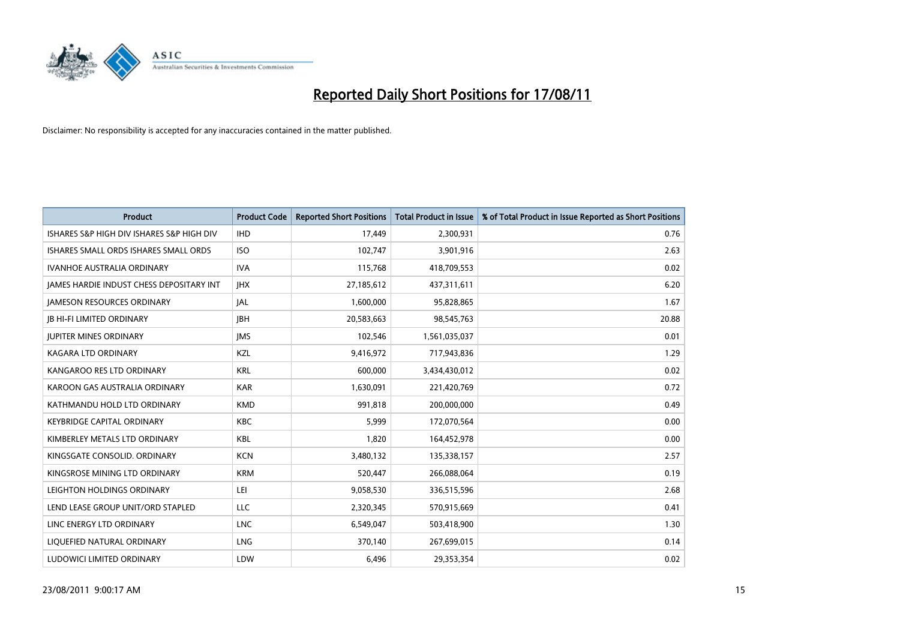# Reported Daily Short Positions for 17/08/11

Disclaimer: No responsibility is accepted for any inaccuracies contained in the matter published.

| Product | Product Code | Reported Short Positions | Total Product in Issue | % of Total Product in Issue Reported as Short Positions |
|---|---|---|---|---|
| ISHARES S&P HIGH DIV ISHARES S&P HIGH DIV | IHD | 17,449 | 2,300,931 | 0.76 |
| ISHARES SMALL ORDS ISHARES SMALL ORDS | ISO | 102,747 | 3,901,916 | 2.63 |
| IVANHOE AUSTRALIA ORDINARY | IVA | 115,768 | 418,709,553 | 0.02 |
| JAMES HARDIE INDUST CHESS DEPOSITARY INT | JHX | 27,185,612 | 437,311,611 | 6.20 |
| JAMESON RESOURCES ORDINARY | JAL | 1,600,000 | 95,828,865 | 1.67 |
| JB HI-FI LIMITED ORDINARY | JBH | 20,583,663 | 98,545,763 | 20.88 |
| JUPITER MINES ORDINARY | JMS | 102,546 | 1,561,035,037 | 0.01 |
| KAGARA LTD ORDINARY | KZL | 9,416,972 | 717,943,836 | 1.29 |
| KANGAROO RES LTD ORDINARY | KRL | 600,000 | 3,434,430,012 | 0.02 |
| KAROON GAS AUSTRALIA ORDINARY | KAR | 1,630,091 | 221,420,769 | 0.72 |
| KATHMANDU HOLD LTD ORDINARY | KMD | 991,818 | 200,000,000 | 0.49 |
| KEYBRIDGE CAPITAL ORDINARY | KBC | 5,999 | 172,070,564 | 0.00 |
| KIMBERLEY METALS LTD ORDINARY | KBL | 1,820 | 164,452,978 | 0.00 |
| KINGSGATE CONSOLID. ORDINARY | KCN | 3,480,132 | 135,338,157 | 2.57 |
| KINGSROSE MINING LTD ORDINARY | KRM | 520,447 | 266,088,064 | 0.19 |
| LEIGHTON HOLDINGS ORDINARY | LEI | 9,058,530 | 336,515,596 | 2.68 |
| LEND LEASE GROUP UNIT/ORD STAPLED | LLC | 2,320,345 | 570,915,669 | 0.41 |
| LINC ENERGY LTD ORDINARY | LNC | 6,549,047 | 503,418,900 | 1.30 |
| LIQUEFIED NATURAL ORDINARY | LNG | 370,140 | 267,699,015 | 0.14 |
| LUDOWICI LIMITED ORDINARY | LDW | 6,496 | 29,353,354 | 0.02 |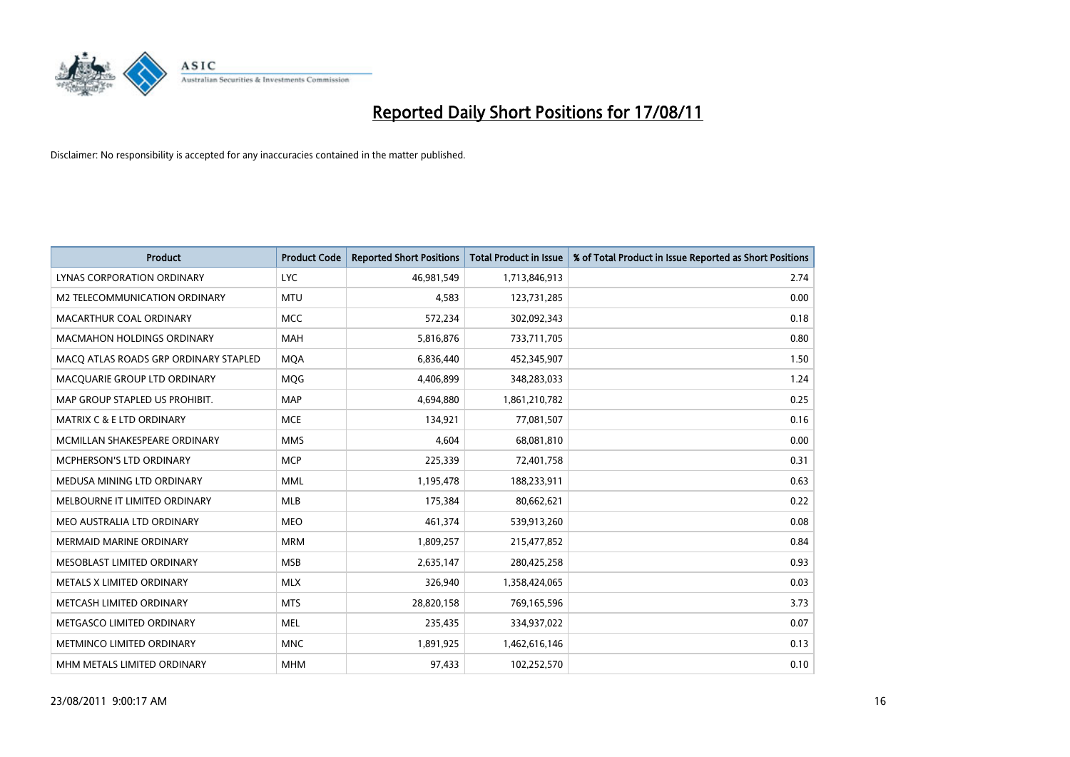# Reported Daily Short Positions for 17/08/11

Disclaimer: No responsibility is accepted for any inaccuracies contained in the matter published.

| Product | Product Code | Reported Short Positions | Total Product in Issue | % of Total Product in Issue Reported as Short Positions |
| --- | --- | --- | --- | --- |
| LYNAS CORPORATION ORDINARY | LYC | 46,981,549 | 1,713,846,913 | 2.74 |
| M2 TELECOMMUNICATION ORDINARY | MTU | 4,583 | 123,731,285 | 0.00 |
| MACARTHUR COAL ORDINARY | MCC | 572,234 | 302,092,343 | 0.18 |
| MACMAHON HOLDINGS ORDINARY | MAH | 5,816,876 | 733,711,705 | 0.80 |
| MACQ ATLAS ROADS GRP ORDINARY STAPLED | MQA | 6,836,440 | 452,345,907 | 1.50 |
| MACQUARIE GROUP LTD ORDINARY | MQG | 4,406,899 | 348,283,033 | 1.24 |
| MAP GROUP STAPLED US PROHIBIT. | MAP | 4,694,880 | 1,861,210,782 | 0.25 |
| MATRIX C & E LTD ORDINARY | MCE | 134,921 | 77,081,507 | 0.16 |
| MCMILLAN SHAKESPEARE ORDINARY | MMS | 4,604 | 68,081,810 | 0.00 |
| MCPHERSON'S LTD ORDINARY | MCP | 225,339 | 72,401,758 | 0.31 |
| MEDUSA MINING LTD ORDINARY | MML | 1,195,478 | 188,233,911 | 0.63 |
| MELBOURNE IT LIMITED ORDINARY | MLB | 175,384 | 80,662,621 | 0.22 |
| MEO AUSTRALIA LTD ORDINARY | MEO | 461,374 | 539,913,260 | 0.08 |
| MERMAID MARINE ORDINARY | MRM | 1,809,257 | 215,477,852 | 0.84 |
| MESOBLAST LIMITED ORDINARY | MSB | 2,635,147 | 280,425,258 | 0.93 |
| METALS X LIMITED ORDINARY | MLX | 326,940 | 1,358,424,065 | 0.03 |
| METCASH LIMITED ORDINARY | MTS | 28,820,158 | 769,165,596 | 3.73 |
| METGASCO LIMITED ORDINARY | MEL | 235,435 | 334,937,022 | 0.07 |
| METMINCO LIMITED ORDINARY | MNC | 1,891,925 | 1,462,616,146 | 0.13 |
| MHM METALS LIMITED ORDINARY | MHM | 97,433 | 102,252,570 | 0.10 |

23/08/2011 9:00:17 AM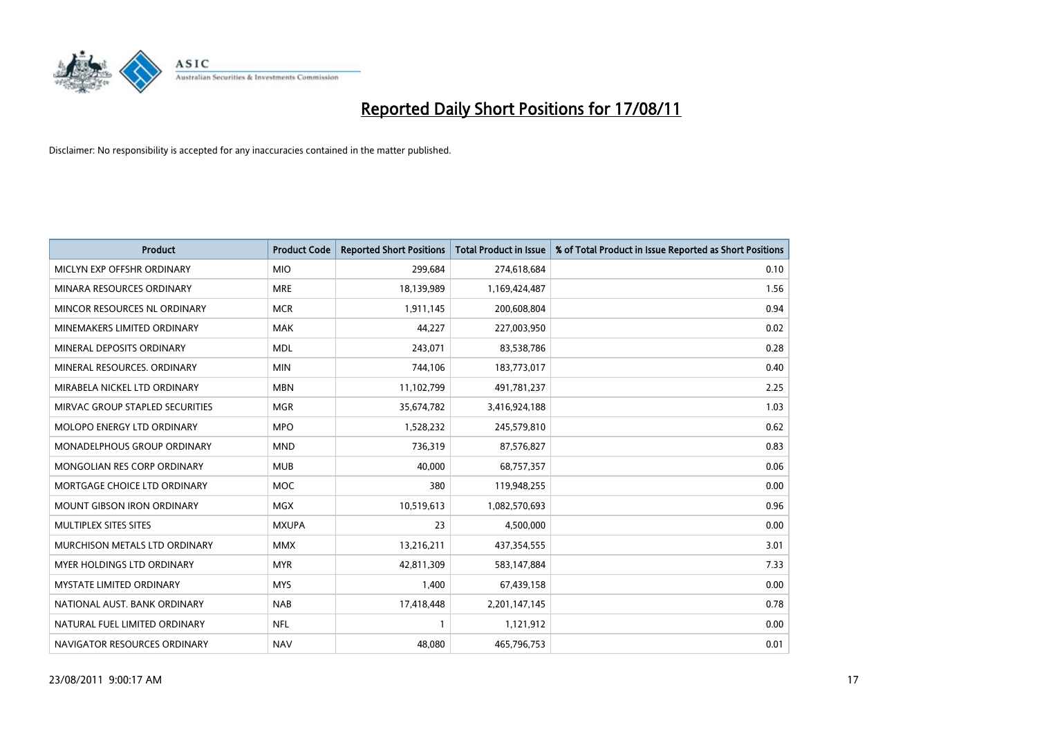# Reported Daily Short Positions for 17/08/11

Disclaimer: No responsibility is accepted for any inaccuracies contained in the matter published.

| Product | Product Code | Reported Short Positions | Total Product in Issue | % of Total Product in Issue Reported as Short Positions |
|---|---|---|---|---|
| MICLYN EXP OFFSHR ORDINARY | MIO | 299,684 | 274,618,684 | 0.10 |
| MINARA RESOURCES ORDINARY | MRE | 18,139,989 | 1,169,424,487 | 1.56 |
| MINCOR RESOURCES NL ORDINARY | MCR | 1,911,145 | 200,608,804 | 0.94 |
| MINEMAKERS LIMITED ORDINARY | MAK | 44,227 | 227,003,950 | 0.02 |
| MINERAL DEPOSITS ORDINARY | MDL | 243,071 | 83,538,786 | 0.28 |
| MINERAL RESOURCES. ORDINARY | MIN | 744,106 | 183,773,017 | 0.40 |
| MIRABELA NICKEL LTD ORDINARY | MBN | 11,102,799 | 491,781,237 | 2.25 |
| MIRVAC GROUP STAPLED SECURITIES | MGR | 35,674,782 | 3,416,924,188 | 1.03 |
| MOLOPO ENERGY LTD ORDINARY | MPO | 1,528,232 | 245,579,810 | 0.62 |
| MONADELPHOUS GROUP ORDINARY | MND | 736,319 | 87,576,827 | 0.83 |
| MONGOLIAN RES CORP ORDINARY | MUB | 40,000 | 68,757,357 | 0.06 |
| MORTGAGE CHOICE LTD ORDINARY | MOC | 380 | 119,948,255 | 0.00 |
| MOUNT GIBSON IRON ORDINARY | MGX | 10,519,613 | 1,082,570,693 | 0.96 |
| MULTIPLEX SITES SITES | MXUPA | 23 | 4,500,000 | 0.00 |
| MURCHISON METALS LTD ORDINARY | MMX | 13,216,211 | 437,354,555 | 3.01 |
| MYER HOLDINGS LTD ORDINARY | MYR | 42,811,309 | 583,147,884 | 7.33 |
| MYSTATE LIMITED ORDINARY | MYS | 1,400 | 67,439,158 | 0.00 |
| NATIONAL AUST. BANK ORDINARY | NAB | 17,418,448 | 2,201,147,145 | 0.78 |
| NATURAL FUEL LIMITED ORDINARY | NFL | 1 | 1,121,912 | 0.00 |
| NAVIGATOR RESOURCES ORDINARY | NAV | 48,080 | 465,796,753 | 0.01 |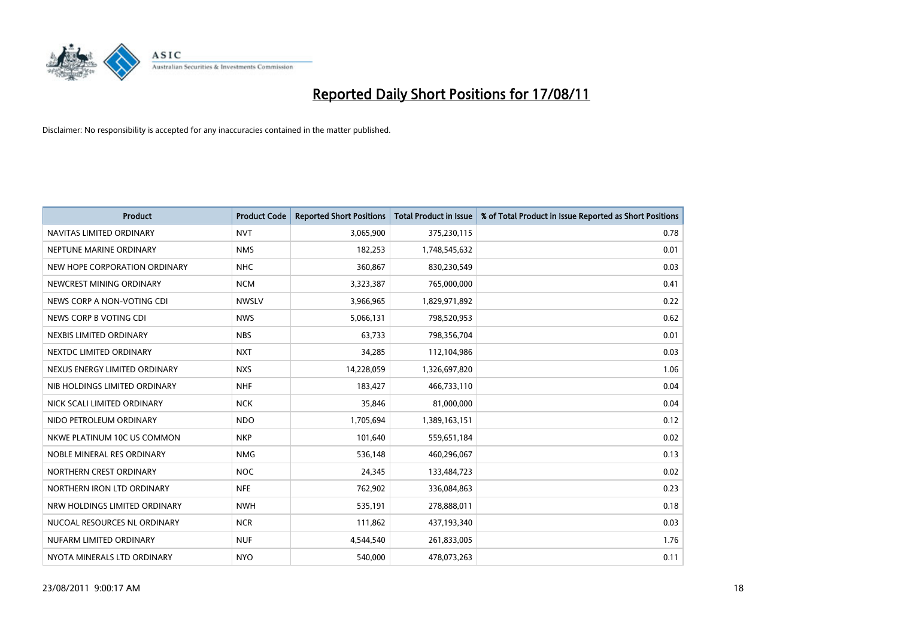# Reported Daily Short Positions for 17/08/11

Disclaimer: No responsibility is accepted for any inaccuracies contained in the matter published.

| Product | Product Code | Reported Short Positions | Total Product in Issue | % of Total Product in Issue Reported as Short Positions |
|---|---|---|---|---|
| NAVITAS LIMITED ORDINARY | NVT | 3,065,900 | 375,230,115 | 0.78 |
| NEPTUNE MARINE ORDINARY | NMS | 182,253 | 1,748,545,632 | 0.01 |
| NEW HOPE CORPORATION ORDINARY | NHC | 360,867 | 830,230,549 | 0.03 |
| NEWCREST MINING ORDINARY | NCM | 3,323,387 | 765,000,000 | 0.41 |
| NEWS CORP A NON-VOTING CDI | NWSLV | 3,966,965 | 1,829,971,892 | 0.22 |
| NEWS CORP B VOTING CDI | NWS | 5,066,131 | 798,520,953 | 0.62 |
| NEXBIS LIMITED ORDINARY | NBS | 63,733 | 798,356,704 | 0.01 |
| NEXTDC LIMITED ORDINARY | NXT | 34,285 | 112,104,986 | 0.03 |
| NEXUS ENERGY LIMITED ORDINARY | NXS | 14,228,059 | 1,326,697,820 | 1.06 |
| NIB HOLDINGS LIMITED ORDINARY | NHF | 183,427 | 466,733,110 | 0.04 |
| NICK SCALI LIMITED ORDINARY | NCK | 35,846 | 81,000,000 | 0.04 |
| NIDO PETROLEUM ORDINARY | NDO | 1,705,694 | 1,389,163,151 | 0.12 |
| NKWE PLATINUM 10C US COMMON | NKP | 101,640 | 559,651,184 | 0.02 |
| NOBLE MINERAL RES ORDINARY | NMG | 536,148 | 460,296,067 | 0.13 |
| NORTHERN CREST ORDINARY | NOC | 24,345 | 133,484,723 | 0.02 |
| NORTHERN IRON LTD ORDINARY | NFE | 762,902 | 336,084,863 | 0.23 |
| NRW HOLDINGS LIMITED ORDINARY | NWH | 535,191 | 278,888,011 | 0.18 |
| NUCOAL RESOURCES NL ORDINARY | NCR | 111,862 | 437,193,340 | 0.03 |
| NUFARM LIMITED ORDINARY | NUF | 4,544,540 | 261,833,005 | 1.76 |
| NYOTA MINERALS LTD ORDINARY | NYO | 540,000 | 478,073,263 | 0.11 |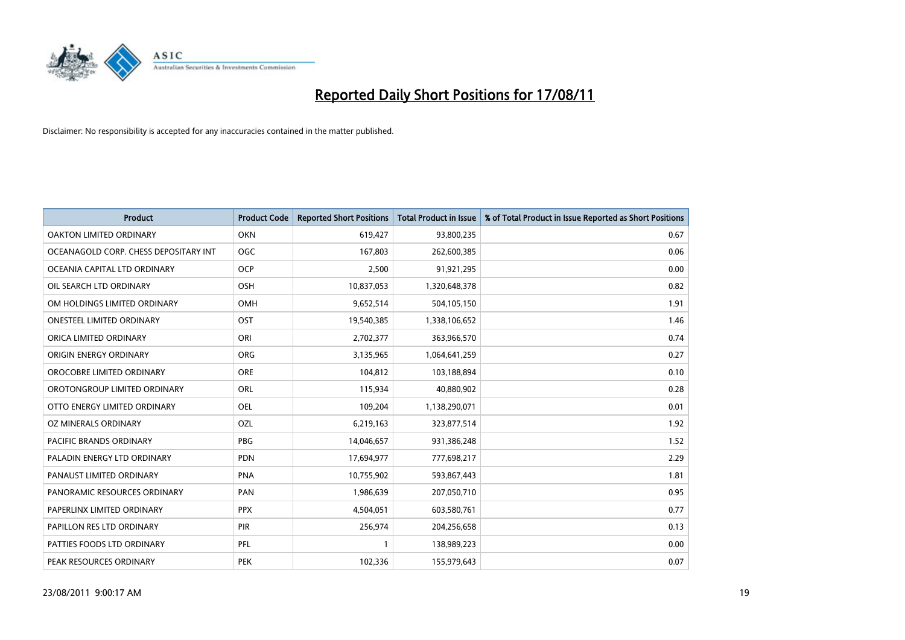# Reported Daily Short Positions for 17/08/11

Disclaimer: No responsibility is accepted for any inaccuracies contained in the matter published.

| Product | Product Code | Reported Short Positions | Total Product in Issue | % of Total Product in Issue Reported as Short Positions |
|---|---|---|---|---|
| OAKTON LIMITED ORDINARY | OKN | 619,427 | 93,800,235 | 0.67 |
| OCEANAGOLD CORP. CHESS DEPOSITARY INT | OGC | 167,803 | 262,600,385 | 0.06 |
| OCEANIA CAPITAL LTD ORDINARY | OCP | 2,500 | 91,921,295 | 0.00 |
| OIL SEARCH LTD ORDINARY | OSH | 10,837,053 | 1,320,648,378 | 0.82 |
| OM HOLDINGS LIMITED ORDINARY | OMH | 9,652,514 | 504,105,150 | 1.91 |
| ONESTEEL LIMITED ORDINARY | OST | 19,540,385 | 1,338,106,652 | 1.46 |
| ORICA LIMITED ORDINARY | ORI | 2,702,377 | 363,966,570 | 0.74 |
| ORIGIN ENERGY ORDINARY | ORG | 3,135,965 | 1,064,641,259 | 0.27 |
| OROCOBRE LIMITED ORDINARY | ORE | 104,812 | 103,188,894 | 0.10 |
| OROTONGROUP LIMITED ORDINARY | ORL | 115,934 | 40,880,902 | 0.28 |
| OTTO ENERGY LIMITED ORDINARY | OEL | 109,204 | 1,138,290,071 | 0.01 |
| OZ MINERALS ORDINARY | OZL | 6,219,163 | 323,877,514 | 1.92 |
| PACIFIC BRANDS ORDINARY | PBG | 14,046,657 | 931,386,248 | 1.52 |
| PALADIN ENERGY LTD ORDINARY | PDN | 17,694,977 | 777,698,217 | 2.29 |
| PANAUST LIMITED ORDINARY | PNA | 10,755,902 | 593,867,443 | 1.81 |
| PANORAMIC RESOURCES ORDINARY | PAN | 1,986,639 | 207,050,710 | 0.95 |
| PAPERLINX LIMITED ORDINARY | PPX | 4,504,051 | 603,580,761 | 0.77 |
| PAPILLON RES LTD ORDINARY | PIR | 256,974 | 204,256,658 | 0.13 |
| PATTIES FOODS LTD ORDINARY | PFL | 1 | 138,989,223 | 0.00 |
| PEAK RESOURCES ORDINARY | PEK | 102,336 | 155,979,643 | 0.07 |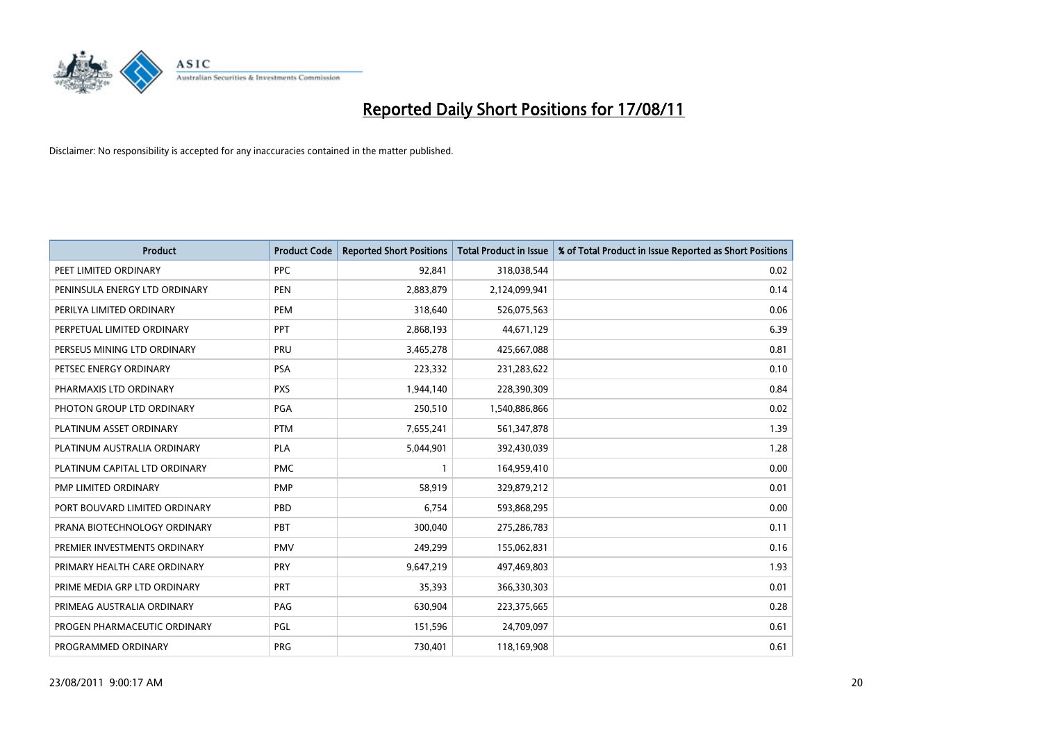# Reported Daily Short Positions for 17/08/11

Disclaimer: No responsibility is accepted for any inaccuracies contained in the matter published.

| Product | Product Code | Reported Short Positions | Total Product in Issue | % of Total Product in Issue Reported as Short Positions |
|---|---|---|---|---|
| PEET LIMITED ORDINARY | PPC | 92,841 | 318,038,544 | 0.02 |
| PENINSULA ENERGY LTD ORDINARY | PEN | 2,883,879 | 2,124,099,941 | 0.14 |
| PERILYA LIMITED ORDINARY | PEM | 318,640 | 526,075,563 | 0.06 |
| PERPETUAL LIMITED ORDINARY | PPT | 2,868,193 | 44,671,129 | 6.39 |
| PERSEUS MINING LTD ORDINARY | PRU | 3,465,278 | 425,667,088 | 0.81 |
| PETSEC ENERGY ORDINARY | PSA | 223,332 | 231,283,622 | 0.10 |
| PHARMAXIS LTD ORDINARY | PXS | 1,944,140 | 228,390,309 | 0.84 |
| PHOTON GROUP LTD ORDINARY | PGA | 250,510 | 1,540,886,866 | 0.02 |
| PLATINUM ASSET ORDINARY | PTM | 7,655,241 | 561,347,878 | 1.39 |
| PLATINUM AUSTRALIA ORDINARY | PLA | 5,044,901 | 392,430,039 | 1.28 |
| PLATINUM CAPITAL LTD ORDINARY | PMC | 1 | 164,959,410 | 0.00 |
| PMP LIMITED ORDINARY | PMP | 58,919 | 329,879,212 | 0.01 |
| PORT BOUVARD LIMITED ORDINARY | PBD | 6,754 | 593,868,295 | 0.00 |
| PRANA BIOTECHNOLOGY ORDINARY | PBT | 300,040 | 275,286,783 | 0.11 |
| PREMIER INVESTMENTS ORDINARY | PMV | 249,299 | 155,062,831 | 0.16 |
| PRIMARY HEALTH CARE ORDINARY | PRY | 9,647,219 | 497,469,803 | 1.93 |
| PRIME MEDIA GRP LTD ORDINARY | PRT | 35,393 | 366,330,303 | 0.01 |
| PRIMEAG AUSTRALIA ORDINARY | PAG | 630,904 | 223,375,665 | 0.28 |
| PROGEN PHARMACEUTIC ORDINARY | PGL | 151,596 | 24,709,097 | 0.61 |
| PROGRAMMED ORDINARY | PRG | 730,401 | 118,169,908 | 0.61 |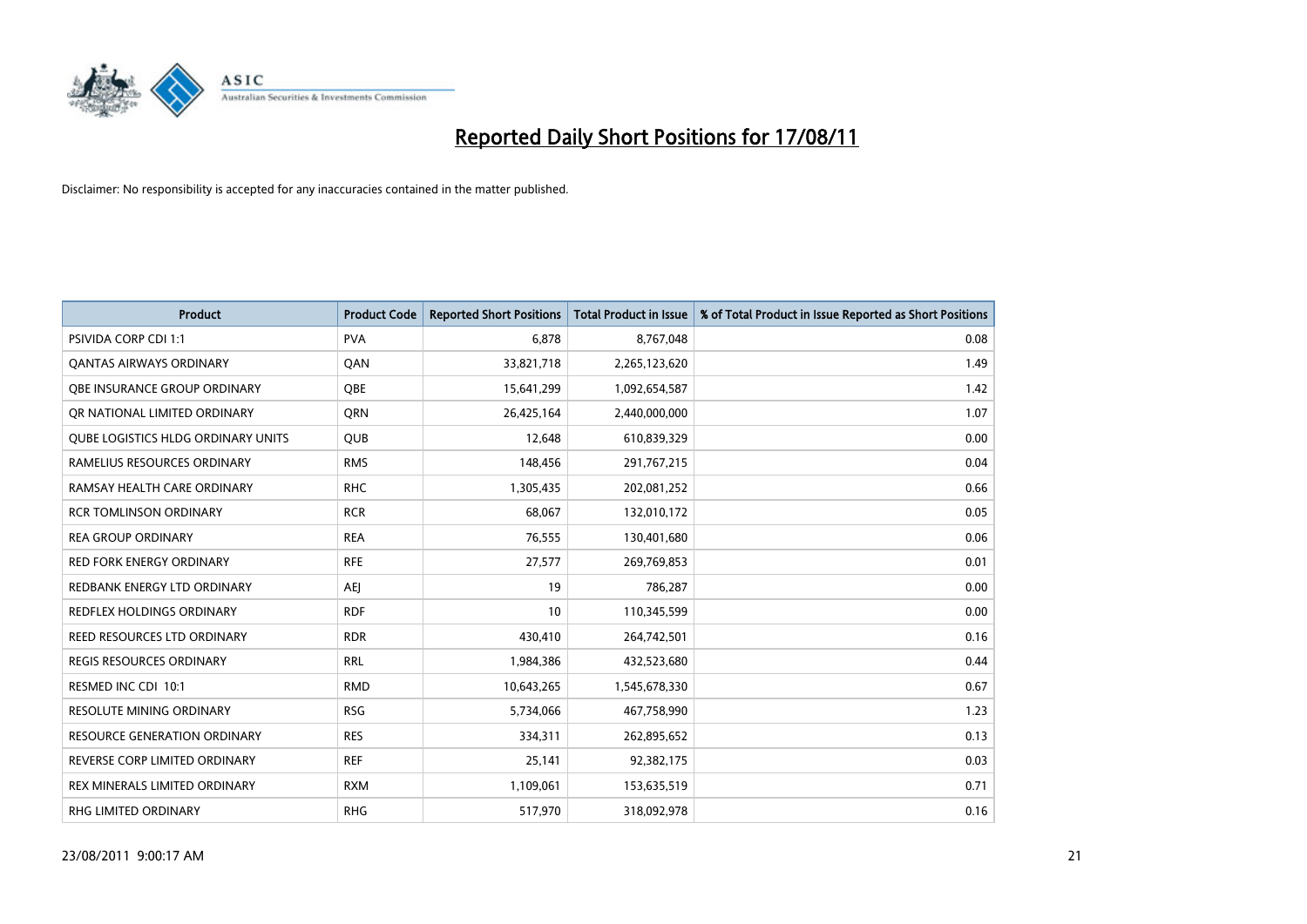# Reported Daily Short Positions for 17/08/11

Disclaimer: No responsibility is accepted for any inaccuracies contained in the matter published.

| Product | Product Code | Reported Short Positions | Total Product in Issue | % of Total Product in Issue Reported as Short Positions |
|---|---|---|---|---|
| PSIVIDA CORP CDI 1:1 | PVA | 6,878 | 8,767,048 | 0.08 |
| QANTAS AIRWAYS ORDINARY | QAN | 33,821,718 | 2,265,123,620 | 1.49 |
| QBE INSURANCE GROUP ORDINARY | QBE | 15,641,299 | 1,092,654,587 | 1.42 |
| QR NATIONAL LIMITED ORDINARY | QRN | 26,425,164 | 2,440,000,000 | 1.07 |
| QUBE LOGISTICS HLDG ORDINARY UNITS | QUB | 12,648 | 610,839,329 | 0.00 |
| RAMELIUS RESOURCES ORDINARY | RMS | 148,456 | 291,767,215 | 0.04 |
| RAMSAY HEALTH CARE ORDINARY | RHC | 1,305,435 | 202,081,252 | 0.66 |
| RCR TOMLINSON ORDINARY | RCR | 68,067 | 132,010,172 | 0.05 |
| REA GROUP ORDINARY | REA | 76,555 | 130,401,680 | 0.06 |
| RED FORK ENERGY ORDINARY | RFE | 27,577 | 269,769,853 | 0.01 |
| REDBANK ENERGY LTD ORDINARY | AEJ | 19 | 786,287 | 0.00 |
| REDFLEX HOLDINGS ORDINARY | RDF | 10 | 110,345,599 | 0.00 |
| REED RESOURCES LTD ORDINARY | RDR | 430,410 | 264,742,501 | 0.16 |
| REGIS RESOURCES ORDINARY | RRL | 1,984,386 | 432,523,680 | 0.44 |
| RESMED INC CDI 10:1 | RMD | 10,643,265 | 1,545,678,330 | 0.67 |
| RESOLUTE MINING ORDINARY | RSG | 5,734,066 | 467,758,990 | 1.23 |
| RESOURCE GENERATION ORDINARY | RES | 334,311 | 262,895,652 | 0.13 |
| REVERSE CORP LIMITED ORDINARY | REF | 25,141 | 92,382,175 | 0.03 |
| REX MINERALS LIMITED ORDINARY | RXM | 1,109,061 | 153,635,519 | 0.71 |
| RHG LIMITED ORDINARY | RHG | 517,970 | 318,092,978 | 0.16 |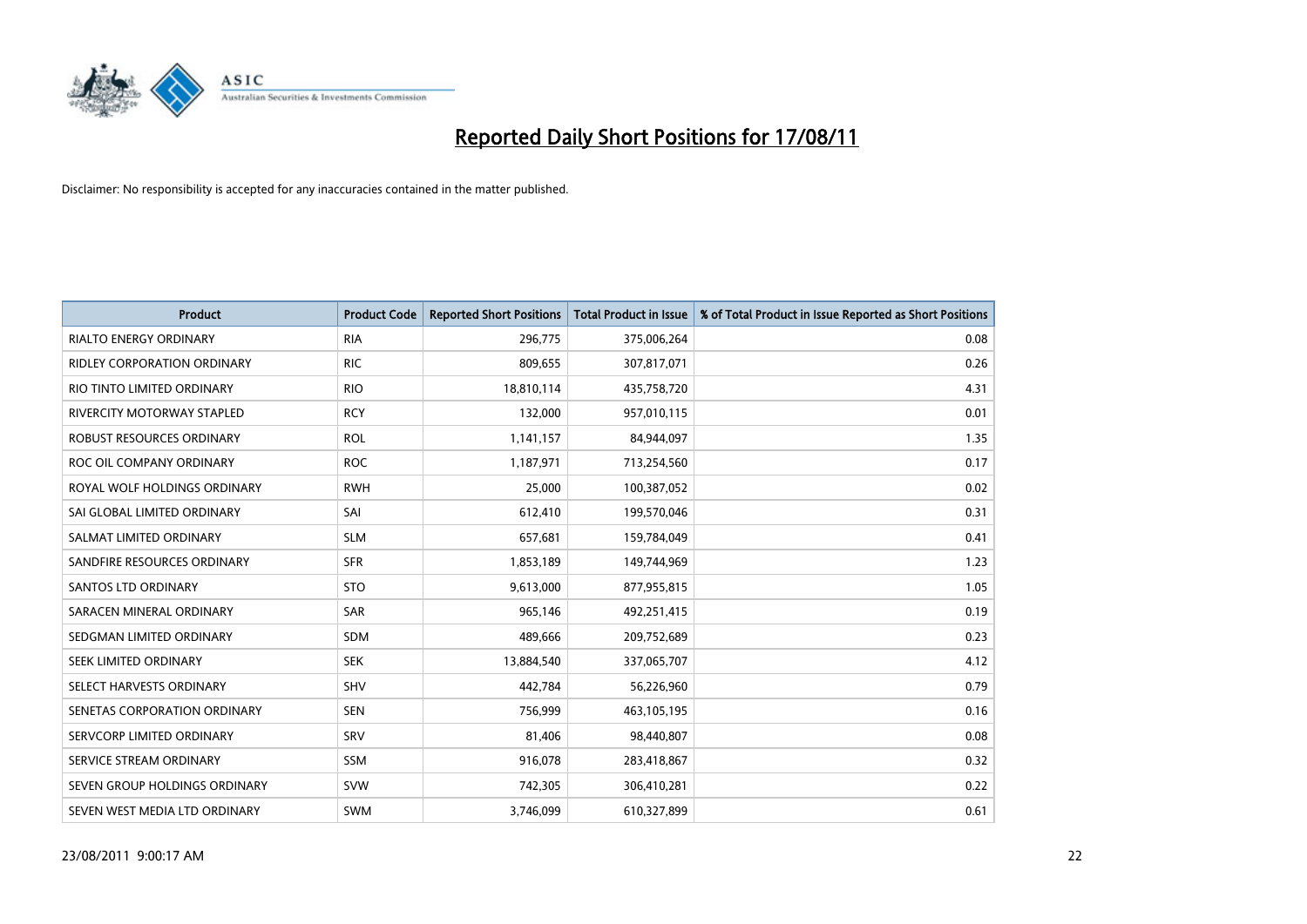# Reported Daily Short Positions for 17/08/11

Disclaimer: No responsibility is accepted for any inaccuracies contained in the matter published.

| Product | Product Code | Reported Short Positions | Total Product in Issue | % of Total Product in Issue Reported as Short Positions |
|---|---|---|---|---|
| RIALTO ENERGY ORDINARY | RIA | 296,775 | 375,006,264 | 0.08 |
| RIDLEY CORPORATION ORDINARY | RIC | 809,655 | 307,817,071 | 0.26 |
| RIO TINTO LIMITED ORDINARY | RIO | 18,810,114 | 435,758,720 | 4.31 |
| RIVERCITY MOTORWAY STAPLED | RCY | 132,000 | 957,010,115 | 0.01 |
| ROBUST RESOURCES ORDINARY | ROL | 1,141,157 | 84,944,097 | 1.35 |
| ROC OIL COMPANY ORDINARY | ROC | 1,187,971 | 713,254,560 | 0.17 |
| ROYAL WOLF HOLDINGS ORDINARY | RWH | 25,000 | 100,387,052 | 0.02 |
| SAI GLOBAL LIMITED ORDINARY | SAI | 612,410 | 199,570,046 | 0.31 |
| SALMAT LIMITED ORDINARY | SLM | 657,681 | 159,784,049 | 0.41 |
| SANDFIRE RESOURCES ORDINARY | SFR | 1,853,189 | 149,744,969 | 1.23 |
| SANTOS LTD ORDINARY | STO | 9,613,000 | 877,955,815 | 1.05 |
| SARACEN MINERAL ORDINARY | SAR | 965,146 | 492,251,415 | 0.19 |
| SEDGMAN LIMITED ORDINARY | SDM | 489,666 | 209,752,689 | 0.23 |
| SEEK LIMITED ORDINARY | SEK | 13,884,540 | 337,065,707 | 4.12 |
| SELECT HARVESTS ORDINARY | SHV | 442,784 | 56,226,960 | 0.79 |
| SENETAS CORPORATION ORDINARY | SEN | 756,999 | 463,105,195 | 0.16 |
| SERVCORP LIMITED ORDINARY | SRV | 81,406 | 98,440,807 | 0.08 |
| SERVICE STREAM ORDINARY | SSM | 916,078 | 283,418,867 | 0.32 |
| SEVEN GROUP HOLDINGS ORDINARY | SVW | 742,305 | 306,410,281 | 0.22 |
| SEVEN WEST MEDIA LTD ORDINARY | SWM | 3,746,099 | 610,327,899 | 0.61 |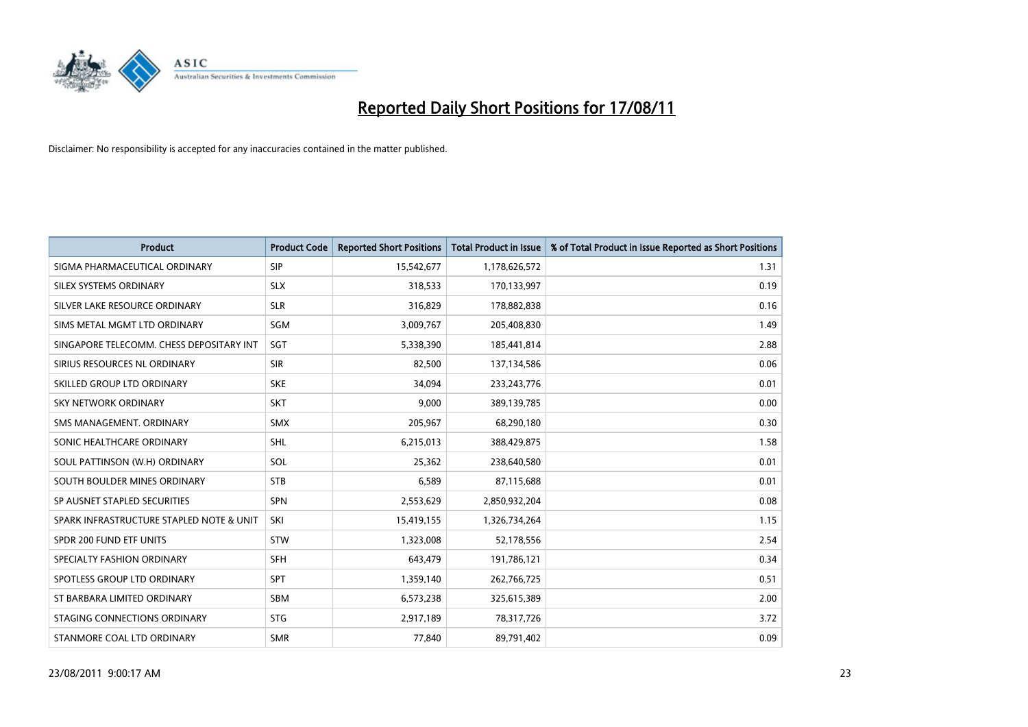# Reported Daily Short Positions for 17/08/11

Disclaimer: No responsibility is accepted for any inaccuracies contained in the matter published.

| Product | Product Code | Reported Short Positions | Total Product in Issue | % of Total Product in Issue Reported as Short Positions |
|---|---|---|---|---|
| SIGMA PHARMACEUTICAL ORDINARY | SIP | 15,542,677 | 1,178,626,572 | 1.31 |
| SILEX SYSTEMS ORDINARY | SLX | 318,533 | 170,133,997 | 0.19 |
| SILVER LAKE RESOURCE ORDINARY | SLR | 316,829 | 178,882,838 | 0.16 |
| SIMS METAL MGMT LTD ORDINARY | SGM | 3,009,767 | 205,408,830 | 1.49 |
| SINGAPORE TELECOMM. CHESS DEPOSITARY INT | SGT | 5,338,390 | 185,441,814 | 2.88 |
| SIRIUS RESOURCES NL ORDINARY | SIR | 82,500 | 137,134,586 | 0.06 |
| SKILLED GROUP LTD ORDINARY | SKE | 34,094 | 233,243,776 | 0.01 |
| SKY NETWORK ORDINARY | SKT | 9,000 | 389,139,785 | 0.00 |
| SMS MANAGEMENT. ORDINARY | SMX | 205,967 | 68,290,180 | 0.30 |
| SONIC HEALTHCARE ORDINARY | SHL | 6,215,013 | 388,429,875 | 1.58 |
| SOUL PATTINSON (W.H) ORDINARY | SOL | 25,362 | 238,640,580 | 0.01 |
| SOUTH BOULDER MINES ORDINARY | STB | 6,589 | 87,115,688 | 0.01 |
| SP AUSNET STAPLED SECURITIES | SPN | 2,553,629 | 2,850,932,204 | 0.08 |
| SPARK INFRASTRUCTURE STAPLED NOTE & UNIT | SKI | 15,419,155 | 1,326,734,264 | 1.15 |
| SPDR 200 FUND ETF UNITS | STW | 1,323,008 | 52,178,556 | 2.54 |
| SPECIALTY FASHION ORDINARY | SFH | 643,479 | 191,786,121 | 0.34 |
| SPOTLESS GROUP LTD ORDINARY | SPT | 1,359,140 | 262,766,725 | 0.51 |
| ST BARBARA LIMITED ORDINARY | SBM | 6,573,238 | 325,615,389 | 2.00 |
| STAGING CONNECTIONS ORDINARY | STG | 2,917,189 | 78,317,726 | 3.72 |
| STANMORE COAL LTD ORDINARY | SMR | 77,840 | 89,791,402 | 0.09 |

23/08/2011 9:00:17 AM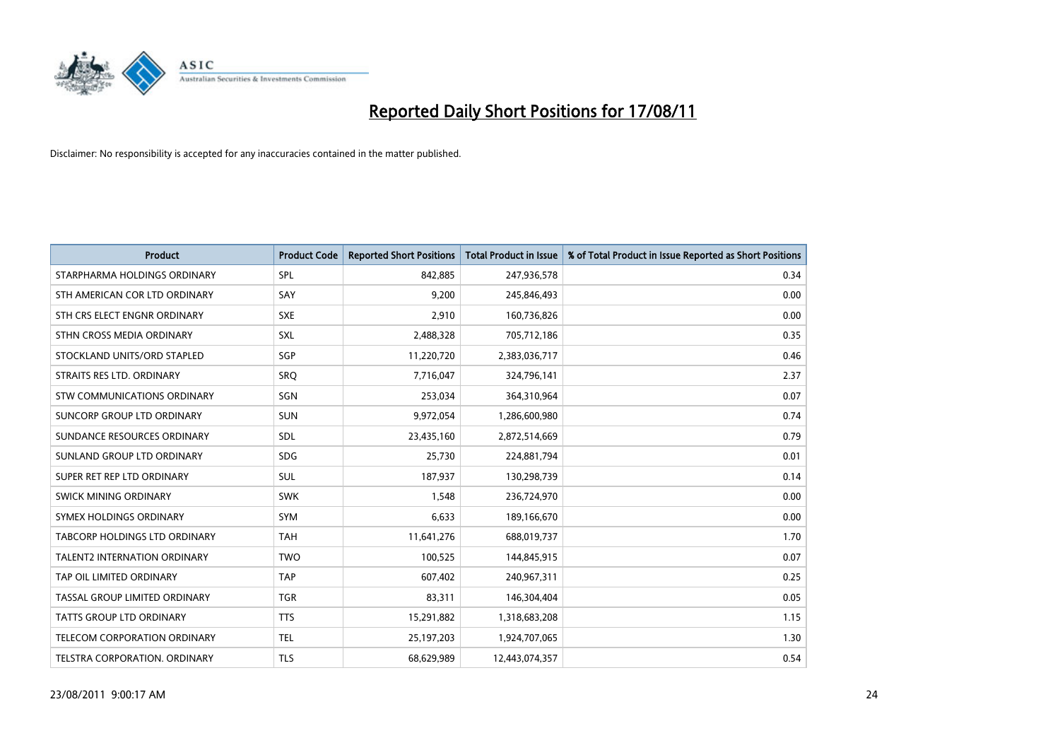# Reported Daily Short Positions for 17/08/11

Disclaimer: No responsibility is accepted for any inaccuracies contained in the matter published.

| Product | Product Code | Reported Short Positions | Total Product in Issue | % of Total Product in Issue Reported as Short Positions |
|---|---|---|---|---|
| STARPHARMA HOLDINGS ORDINARY | SPL | 842,885 | 247,936,578 | 0.34 |
| STH AMERICAN COR LTD ORDINARY | SAY | 9,200 | 245,846,493 | 0.00 |
| STH CRS ELECT ENGNR ORDINARY | SXE | 2,910 | 160,736,826 | 0.00 |
| STHN CROSS MEDIA ORDINARY | SXL | 2,488,328 | 705,712,186 | 0.35 |
| STOCKLAND UNITS/ORD STAPLED | SGP | 11,220,720 | 2,383,036,717 | 0.46 |
| STRAITS RES LTD. ORDINARY | SRQ | 7,716,047 | 324,796,141 | 2.37 |
| STW COMMUNICATIONS ORDINARY | SGN | 253,034 | 364,310,964 | 0.07 |
| SUNCORP GROUP LTD ORDINARY | SUN | 9,972,054 | 1,286,600,980 | 0.74 |
| SUNDANCE RESOURCES ORDINARY | SDL | 23,435,160 | 2,872,514,669 | 0.79 |
| SUNLAND GROUP LTD ORDINARY | SDG | 25,730 | 224,881,794 | 0.01 |
| SUPER RET REP LTD ORDINARY | SUL | 187,937 | 130,298,739 | 0.14 |
| SWICK MINING ORDINARY | SWK | 1,548 | 236,724,970 | 0.00 |
| SYMEX HOLDINGS ORDINARY | SYM | 6,633 | 189,166,670 | 0.00 |
| TABCORP HOLDINGS LTD ORDINARY | TAH | 11,641,276 | 688,019,737 | 1.70 |
| TALENT2 INTERNATION ORDINARY | TWO | 100,525 | 144,845,915 | 0.07 |
| TAP OIL LIMITED ORDINARY | TAP | 607,402 | 240,967,311 | 0.25 |
| TASSAL GROUP LIMITED ORDINARY | TGR | 83,311 | 146,304,404 | 0.05 |
| TATTS GROUP LTD ORDINARY | TTS | 15,291,882 | 1,318,683,208 | 1.15 |
| TELECOM CORPORATION ORDINARY | TEL | 25,197,203 | 1,924,707,065 | 1.30 |
| TELSTRA CORPORATION. ORDINARY | TLS | 68,629,989 | 12,443,074,357 | 0.54 |

23/08/2011 9:00:17 AM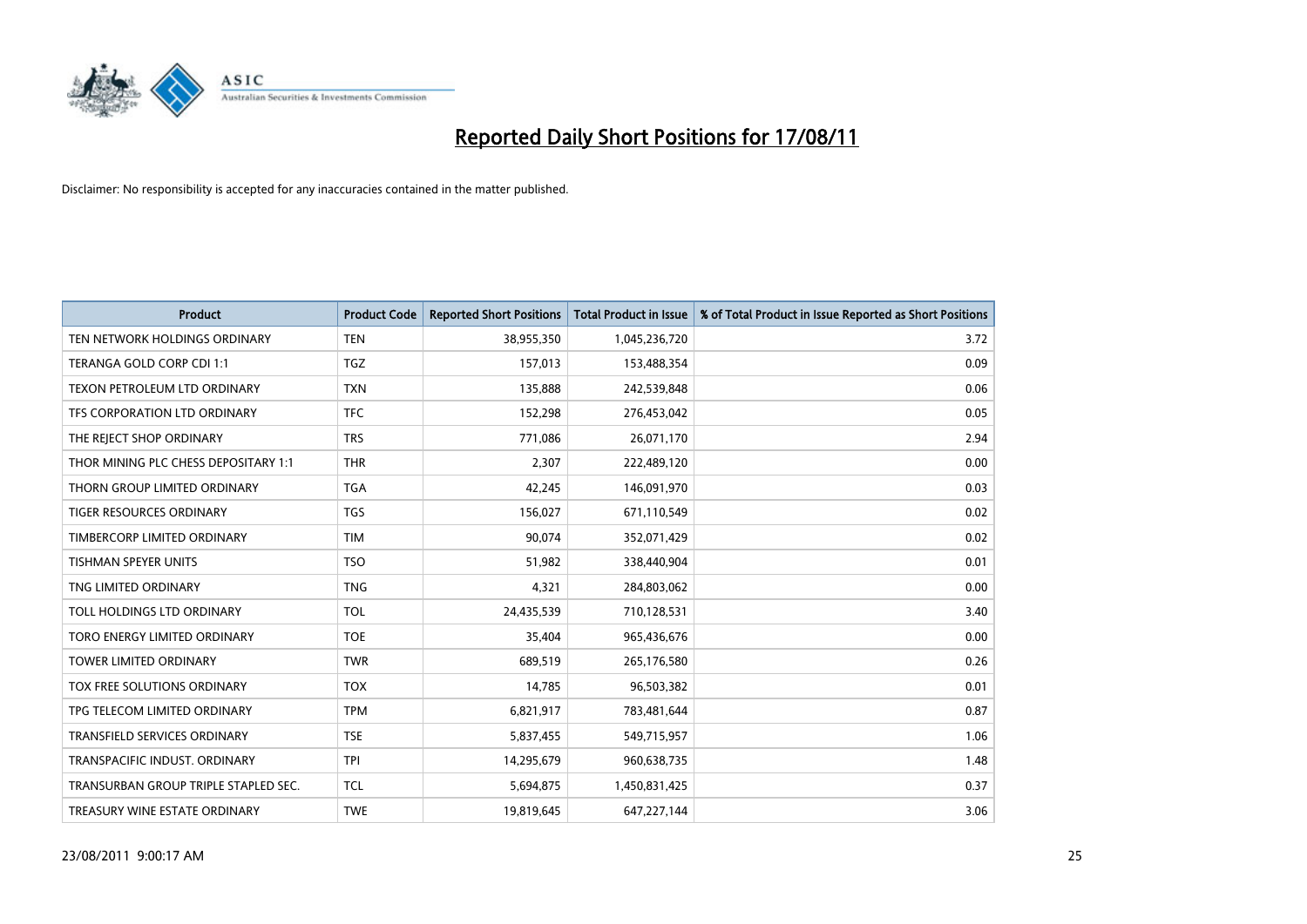# Reported Daily Short Positions for 17/08/11

Disclaimer: No responsibility is accepted for any inaccuracies contained in the matter published.

| Product | Product Code | Reported Short Positions | Total Product in Issue | % of Total Product in Issue Reported as Short Positions |
|---|---|---|---|---|
| TEN NETWORK HOLDINGS ORDINARY | TEN | 38,955,350 | 1,045,236,720 | 3.72 |
| TERANGA GOLD CORP CDI 1:1 | TGZ | 157,013 | 153,488,354 | 0.09 |
| TEXON PETROLEUM LTD ORDINARY | TXN | 135,888 | 242,539,848 | 0.06 |
| TFS CORPORATION LTD ORDINARY | TFC | 152,298 | 276,453,042 | 0.05 |
| THE REJECT SHOP ORDINARY | TRS | 771,086 | 26,071,170 | 2.94 |
| THOR MINING PLC CHESS DEPOSITARY 1:1 | THR | 2,307 | 222,489,120 | 0.00 |
| THORN GROUP LIMITED ORDINARY | TGA | 42,245 | 146,091,970 | 0.03 |
| TIGER RESOURCES ORDINARY | TGS | 156,027 | 671,110,549 | 0.02 |
| TIMBERCORP LIMITED ORDINARY | TIM | 90,074 | 352,071,429 | 0.02 |
| TISHMAN SPEYER UNITS | TSO | 51,982 | 338,440,904 | 0.01 |
| TNG LIMITED ORDINARY | TNG | 4,321 | 284,803,062 | 0.00 |
| TOLL HOLDINGS LTD ORDINARY | TOL | 24,435,539 | 710,128,531 | 3.40 |
| TORO ENERGY LIMITED ORDINARY | TOE | 35,404 | 965,436,676 | 0.00 |
| TOWER LIMITED ORDINARY | TWR | 689,519 | 265,176,580 | 0.26 |
| TOX FREE SOLUTIONS ORDINARY | TOX | 14,785 | 96,503,382 | 0.01 |
| TPG TELECOM LIMITED ORDINARY | TPM | 6,821,917 | 783,481,644 | 0.87 |
| TRANSFIELD SERVICES ORDINARY | TSE | 5,837,455 | 549,715,957 | 1.06 |
| TRANSPACIFIC INDUST. ORDINARY | TPI | 14,295,679 | 960,638,735 | 1.48 |
| TRANSURBAN GROUP TRIPLE STAPLED SEC. | TCL | 5,694,875 | 1,450,831,425 | 0.37 |
| TREASURY WINE ESTATE ORDINARY | TWE | 19,819,645 | 647,227,144 | 3.06 |

23/08/2011 9:00:17 AM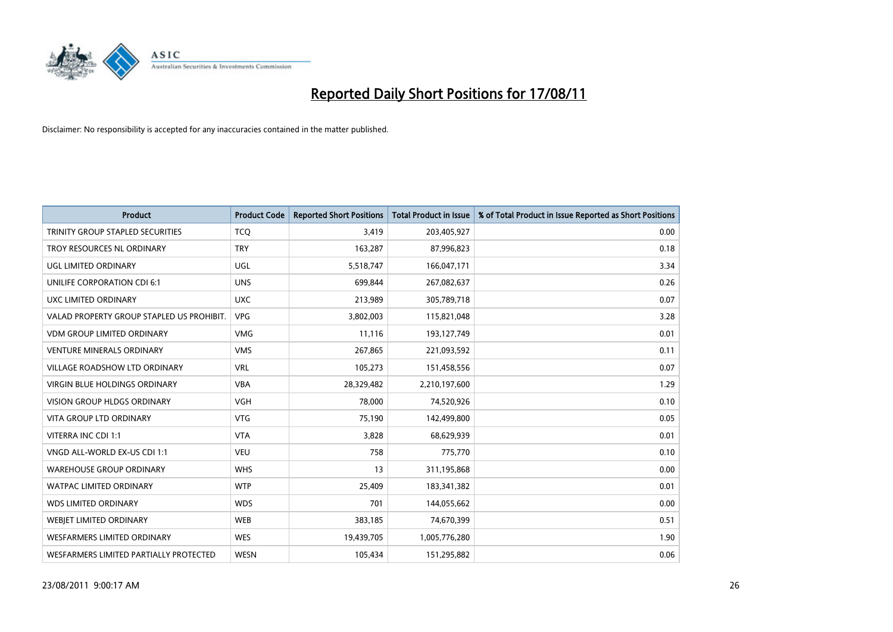# Reported Daily Short Positions for 17/08/11

Disclaimer: No responsibility is accepted for any inaccuracies contained in the matter published.

| Product | Product Code | Reported Short Positions | Total Product in Issue | % of Total Product in Issue Reported as Short Positions |
|---|---|---|---|---|
| TRINITY GROUP STAPLED SECURITIES | TCQ | 3,419 | 203,405,927 | 0.00 |
| TROY RESOURCES NL ORDINARY | TRY | 163,287 | 87,996,823 | 0.18 |
| UGL LIMITED ORDINARY | UGL | 5,518,747 | 166,047,171 | 3.34 |
| UNILIFE CORPORATION CDI 6:1 | UNS | 699,844 | 267,082,637 | 0.26 |
| UXC LIMITED ORDINARY | UXC | 213,989 | 305,789,718 | 0.07 |
| VALAD PROPERTY GROUP STAPLED US PROHIBIT. | VPG | 3,802,003 | 115,821,048 | 3.28 |
| VDM GROUP LIMITED ORDINARY | VMG | 11,116 | 193,127,749 | 0.01 |
| VENTURE MINERALS ORDINARY | VMS | 267,865 | 221,093,592 | 0.11 |
| VILLAGE ROADSHOW LTD ORDINARY | VRL | 105,273 | 151,458,556 | 0.07 |
| VIRGIN BLUE HOLDINGS ORDINARY | VBA | 28,329,482 | 2,210,197,600 | 1.29 |
| VISION GROUP HLDGS ORDINARY | VGH | 78,000 | 74,520,926 | 0.10 |
| VITA GROUP LTD ORDINARY | VTG | 75,190 | 142,499,800 | 0.05 |
| VITERRA INC CDI 1:1 | VTA | 3,828 | 68,629,939 | 0.01 |
| VNGD ALL-WORLD EX-US CDI 1:1 | VEU | 758 | 775,770 | 0.10 |
| WAREHOUSE GROUP ORDINARY | WHS | 13 | 311,195,868 | 0.00 |
| WATPAC LIMITED ORDINARY | WTP | 25,409 | 183,341,382 | 0.01 |
| WDS LIMITED ORDINARY | WDS | 701 | 144,055,662 | 0.00 |
| WEBJET LIMITED ORDINARY | WEB | 383,185 | 74,670,399 | 0.51 |
| WESFARMERS LIMITED ORDINARY | WES | 19,439,705 | 1,005,776,280 | 1.90 |
| WESFARMERS LIMITED PARTIALLY PROTECTED | WESN | 105,434 | 151,295,882 | 0.06 |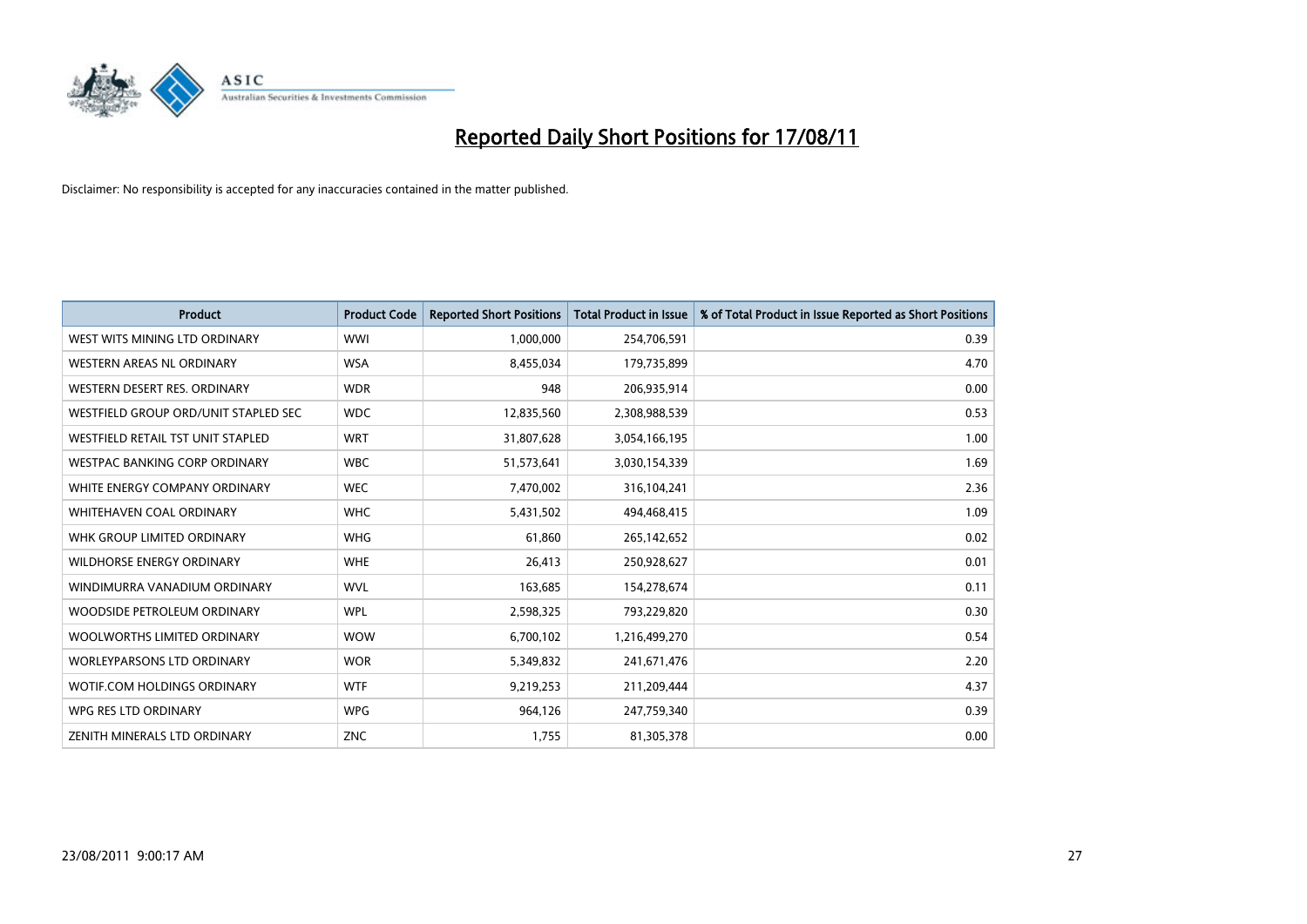# Reported Daily Short Positions for 17/08/11

Disclaimer: No responsibility is accepted for any inaccuracies contained in the matter published.

| Product | Product Code | Reported Short Positions | Total Product in Issue | % of Total Product in Issue Reported as Short Positions |
|---|---|---|---|---|
| WEST WITS MINING LTD ORDINARY | WWI | 1,000,000 | 254,706,591 | 0.39 |
| WESTERN AREAS NL ORDINARY | WSA | 8,455,034 | 179,735,899 | 4.70 |
| WESTERN DESERT RES. ORDINARY | WDR | 948 | 206,935,914 | 0.00 |
| WESTFIELD GROUP ORD/UNIT STAPLED SEC | WDC | 12,835,560 | 2,308,988,539 | 0.53 |
| WESTFIELD RETAIL TST UNIT STAPLED | WRT | 31,807,628 | 3,054,166,195 | 1.00 |
| WESTPAC BANKING CORP ORDINARY | WBC | 51,573,641 | 3,030,154,339 | 1.69 |
| WHITE ENERGY COMPANY ORDINARY | WEC | 7,470,002 | 316,104,241 | 2.36 |
| WHITEHAVEN COAL ORDINARY | WHC | 5,431,502 | 494,468,415 | 1.09 |
| WHK GROUP LIMITED ORDINARY | WHG | 61,860 | 265,142,652 | 0.02 |
| WILDHORSE ENERGY ORDINARY | WHE | 26,413 | 250,928,627 | 0.01 |
| WINDIMURRA VANADIUM ORDINARY | WVL | 163,685 | 154,278,674 | 0.11 |
| WOODSIDE PETROLEUM ORDINARY | WPL | 2,598,325 | 793,229,820 | 0.30 |
| WOOLWORTHS LIMITED ORDINARY | WOW | 6,700,102 | 1,216,499,270 | 0.54 |
| WORLEYPARSONS LTD ORDINARY | WOR | 5,349,832 | 241,671,476 | 2.20 |
| WOTIF.COM HOLDINGS ORDINARY | WTF | 9,219,253 | 211,209,444 | 4.37 |
| WPG RES LTD ORDINARY | WPG | 964,126 | 247,759,340 | 0.39 |
| ZENITH MINERALS LTD ORDINARY | ZNC | 1,755 | 81,305,378 | 0.00 |